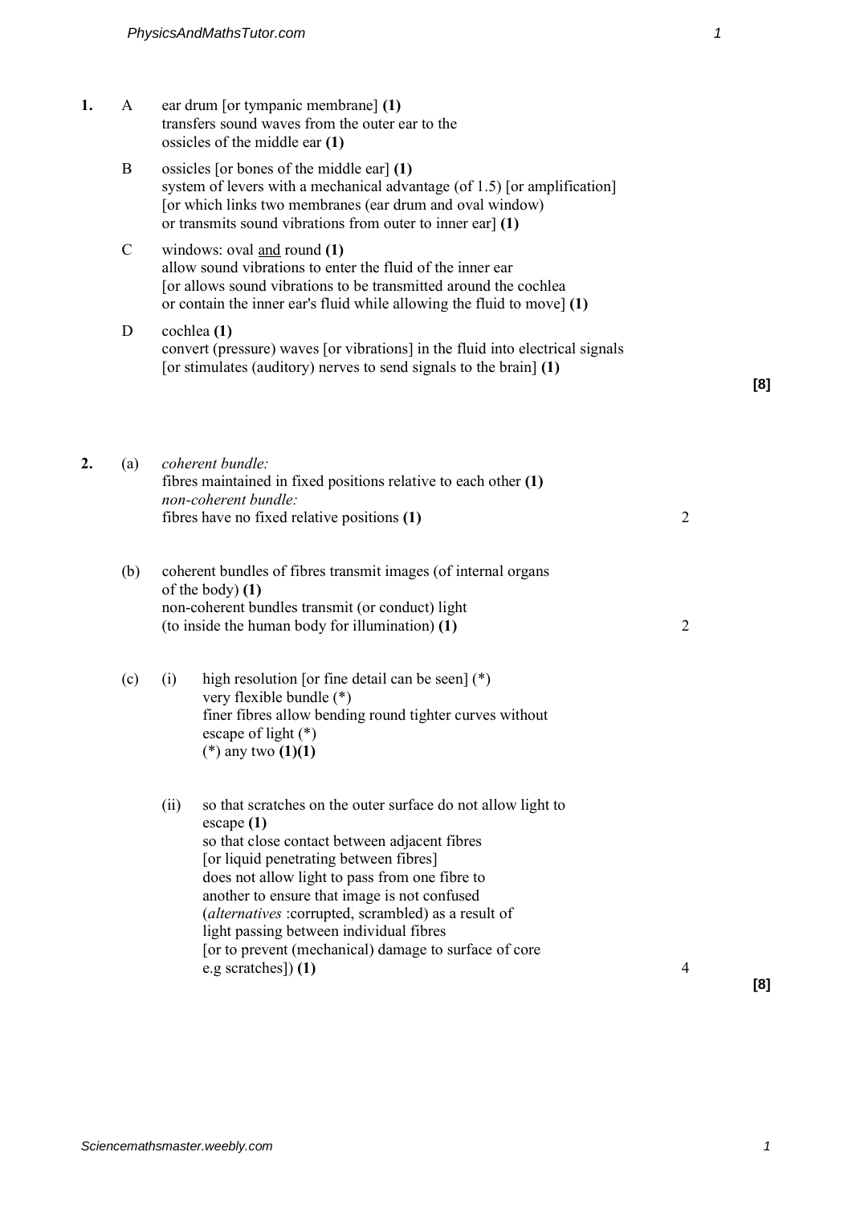**1.** A ear drum [or tympanic membrane] **(1)**
transfers sound waves from the outer ear to the ossicles of the middle ear **(1)**

B ossicles [or bones of the middle ear] **(1)**
system of levers with a mechanical advantage (of 1.5) [or amplification] [or which links two membranes (ear drum and oval window) or transmits sound vibrations from outer to inner ear] **(1)**

C windows: oval <u>and</u> round **(1)**
allow sound vibrations to enter the fluid of the inner ear [or allows sound vibrations to be transmitted around the cochlea or contain the inner ear's fluid while allowing the fluid to move] **(1)**

D cochlea **(1)**
convert (pressure) waves [or vibrations] in the fluid into electrical signals [or stimulates (auditory) nerves to send signals to the brain] **(1)**

**[8]**

**2.** (a) *coherent bundle:*
fibres maintained in fixed positions relative to each other **(1)**
*non-coherent bundle:*
fibres have no fixed relative positions **(1)** 2

(b) coherent bundles of fibres transmit images (of internal organs of the body) **(1)**
non-coherent bundles transmit (or conduct) light (to inside the human body for illumination) **(1)** 2

(c) (i) high resolution [or fine detail can be seen] (*)
very flexible bundle (*)
finer fibres allow bending round tighter curves without escape of light (*)
(*) any two **(1)(1)**

(ii) so that scratches on the outer surface do not allow light to escape **(1)**
so that close contact between adjacent fibres [or liquid penetrating between fibres] does not allow light to pass from one fibre to another to ensure that image is not confused (*alternatives* :corrupted, scrambled) as a result of light passing between individual fibres [or to prevent (mechanical) damage to surface of core e.g scratches]) **(1)** 4

**[8]**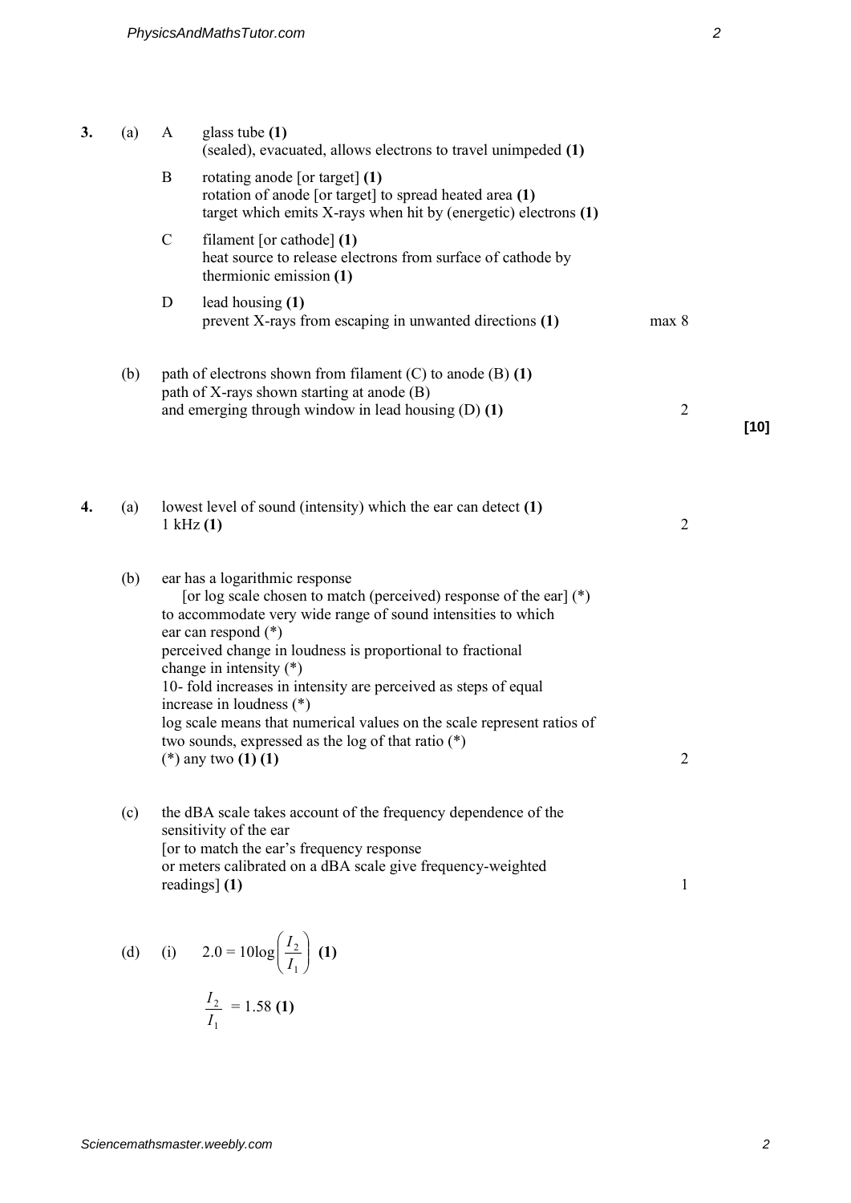**3.** (a)

A  glass tube **(1)**
(sealed), evacuated, allows electrons to travel unimpeded **(1)**

B  rotating anode [or target] **(1)**
rotation of anode [or target] to spread heated area **(1)**
target which emits X-rays when hit by (energetic) electrons **(1)**

C  filament [or cathode] **(1)**
heat source to release electrons from surface of cathode by thermionic emission **(1)**

D  lead housing **(1)**
prevent X-rays from escaping in unwanted directions **(1)**  max 8

(b) path of electrons shown from filament (C) to anode (B) **(1)**
path of X-rays shown starting at anode (B)
and emerging through window in lead housing (D) **(1)**  2

**[10]**

**4.** (a) lowest level of sound (intensity) which the ear can detect **(1)**
1 kHz **(1)**  2

(b) ear has a logarithmic response
[or log scale chosen to match (perceived) response of the ear] (*)
to accommodate very wide range of sound intensities to which ear can respond (*)
perceived change in loudness is proportional to fractional change in intensity (*)
10- fold increases in intensity are perceived as steps of equal increase in loudness (*)
log scale means that numerical values on the scale represent ratios of two sounds, expressed as the log of that ratio (*)
(*) any two **(1)** **(1)**  2

(c) the dBA scale takes account of the frequency dependence of the sensitivity of the ear
[or to match the ear's frequency response
or meters calibrated on a dBA scale give frequency-weighted readings] **(1)**  1

(d) (i) $2.0 = 10\log\left(\frac{I_2}{I_1}\right)$ **(1)**

$\frac{I_2}{I_1} = 1.58$ **(1)**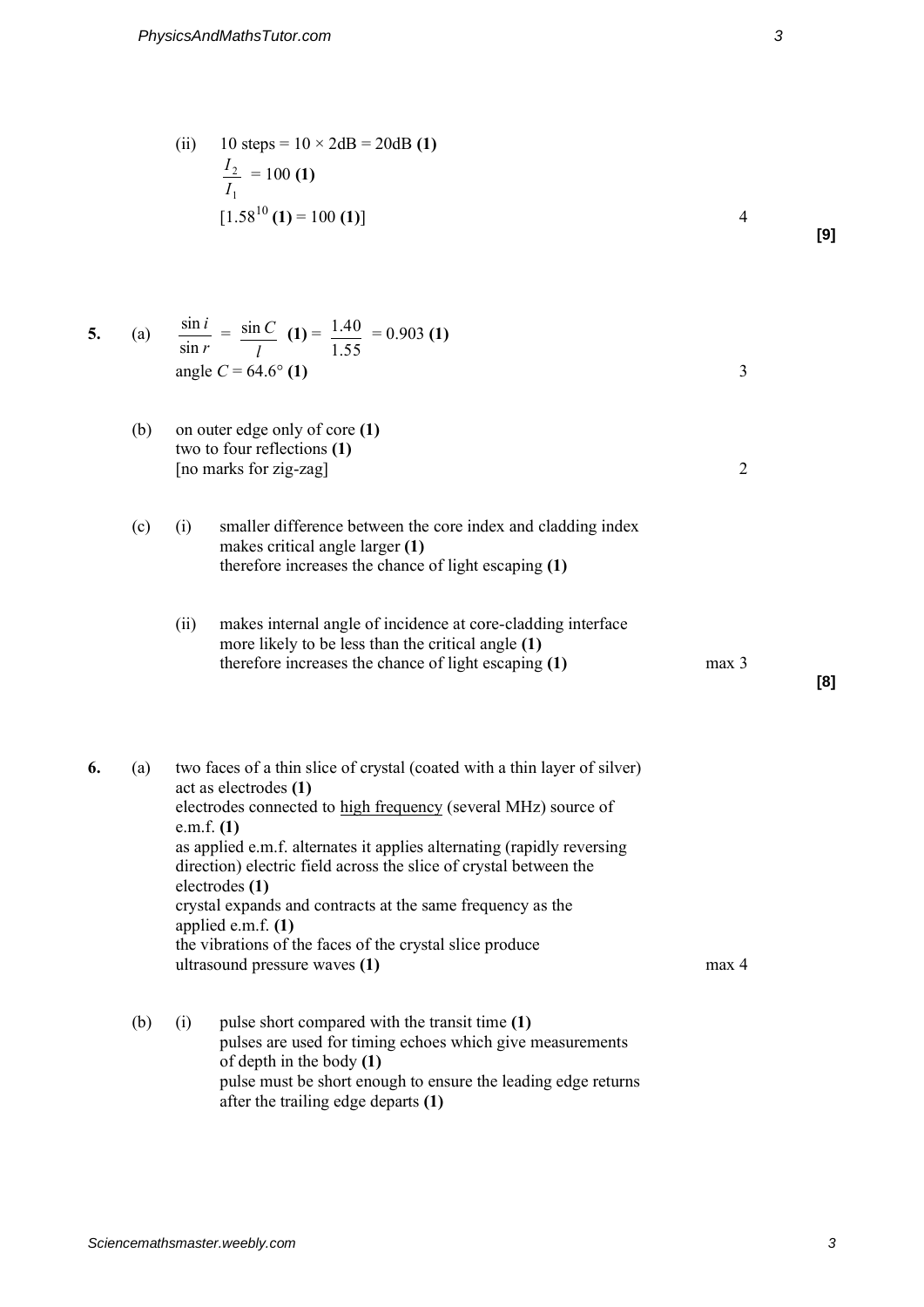(ii) 10 steps = 10 × 2dB = 20dB **(1)**

$\frac{I_2}{I_1} = 100$ **(1)**

[$1.58^{10}$ **(1)** = 100 **(1)**] — 4

**[9]**

**5.** (a) $\frac{\sin i}{\sin r} = \frac{\sin C}{l}$ **(1)** $= \frac{1.40}{1.55} = 0.903$ **(1)**

angle $C = 64.6°$ **(1)** — 3

(b) on outer edge only of core **(1)**
two to four reflections **(1)**
[no marks for zig-zag] — 2

(c) (i) smaller difference between the core index and cladding index makes critical angle larger **(1)**
therefore increases the chance of light escaping **(1)**

(ii) makes internal angle of incidence at core-cladding interface more likely to be less than the critical angle **(1)**
therefore increases the chance of light escaping **(1)** — max 3

**[8]**

**6.** (a) two faces of a thin slice of crystal (coated with a thin layer of silver) act as electrodes **(1)**
electrodes connected to high frequency (several MHz) source of e.m.f. **(1)**
as applied e.m.f. alternates it applies alternating (rapidly reversing direction) electric field across the slice of crystal between the electrodes **(1)**
crystal expands and contracts at the same frequency as the applied e.m.f. **(1)**
the vibrations of the faces of the crystal slice produce ultrasound pressure waves **(1)** — max 4

(b) (i) pulse short compared with the transit time **(1)**
pulses are used for timing echoes which give measurements of depth in the body **(1)**
pulse must be short enough to ensure the leading edge returns after the trailing edge departs **(1)**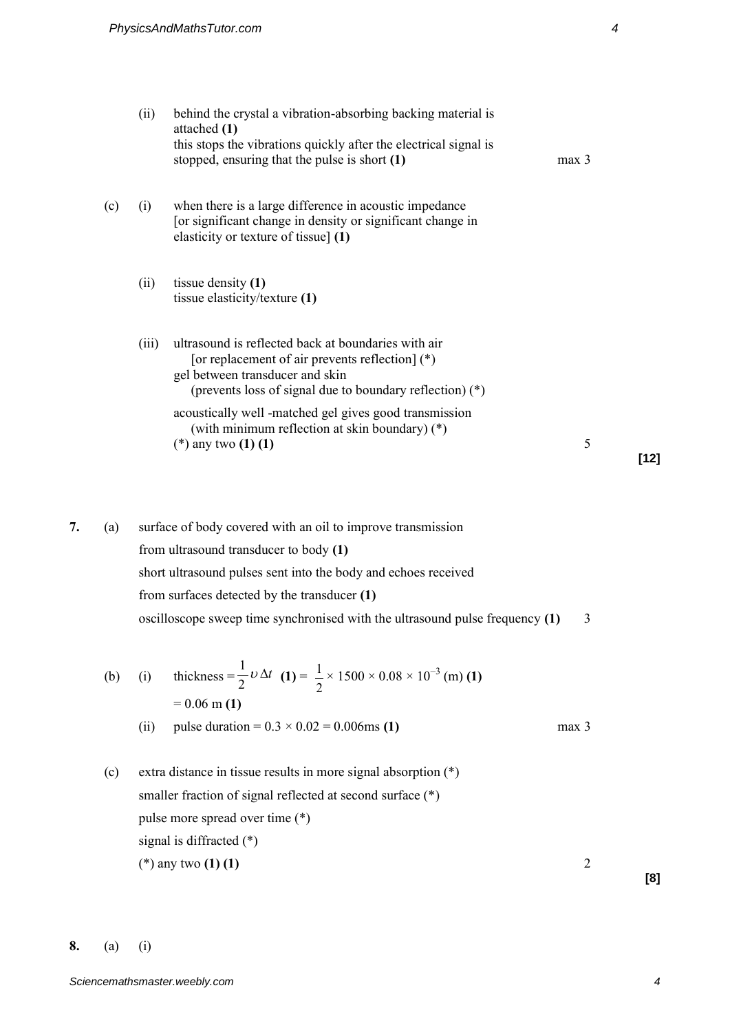(ii) behind the crystal a vibration-absorbing backing material is attached **(1)**
this stops the vibrations quickly after the electrical signal is stopped, ensuring that the pulse is short **(1)** — max 3

(c) (i) when there is a large difference in acoustic impedance [or significant change in density or significant change in elasticity or texture of tissue] **(1)**

(ii) tissue density **(1)**
tissue elasticity/texture **(1)**

(iii) ultrasound is reflected back at boundaries with air
[or replacement of air prevents reflection] (*)
gel between transducer and skin
(prevents loss of signal due to boundary reflection) (*)

acoustically well -matched gel gives good transmission
(with minimum reflection at skin boundary) (*)
(*) any two **(1) (1)** — 5

**[12]**

**7.** (a) surface of body covered with an oil to improve transmission from ultrasound transducer to body **(1)**
short ultrasound pulses sent into the body and echoes received from surfaces detected by the transducer **(1)**
oscilloscope sweep time synchronised with the ultrasound pulse frequency **(1)** — 3

(b) (i) thickness $= \frac{1}{2}\upsilon\,\Delta t$ **(1)** $= \frac{1}{2} \times 1500 \times 0.08 \times 10^{-3}$ (m) **(1)**
$= 0.06$ m **(1)**

(ii) pulse duration $= 0.3 \times 0.02 = 0.006$ms **(1)** — max 3

(c) extra distance in tissue results in more signal absorption (*)
smaller fraction of signal reflected at second surface (*)
pulse more spread over time (*)
signal is diffracted (*)
(*) any two **(1) (1)** — 2

**[8]**

**8.** (a) (i)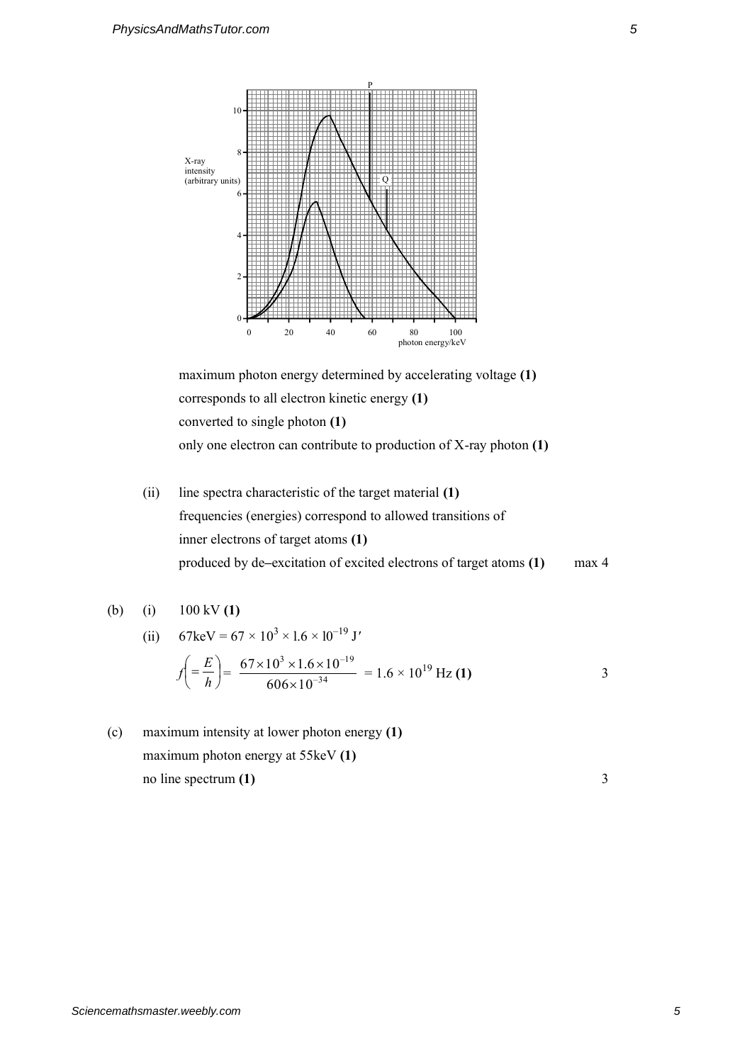maximum photon energy determined by accelerating voltage **(1)**
corresponds to all electron kinetic energy **(1)**
converted to single photon **(1)**
only one electron can contribute to production of X-ray photon **(1)**

(ii) line spectra characteristic of the target material **(1)**
frequencies (energies) correspond to allowed transitions of inner electrons of target atoms **(1)**
produced by de–excitation of excited electrons of target atoms **(1)** max 4

(b) (i) 100 kV **(1)**

(ii) $67\text{keV} = 67 \times 10^3 \times 1.6 \times 10^{-19}\ \text{J}'$

$$f\left(=\frac{E}{h}\right) = \frac{67 \times 10^3 \times 1.6 \times 10^{-19}}{606 \times 10^{-34}} = 1.6 \times 10^{19}\ \text{Hz}\ \textbf{(1)}$$

3

(c) maximum intensity at lower photon energy **(1)**
maximum photon energy at 55keV **(1)**
no line spectrum **(1)** 3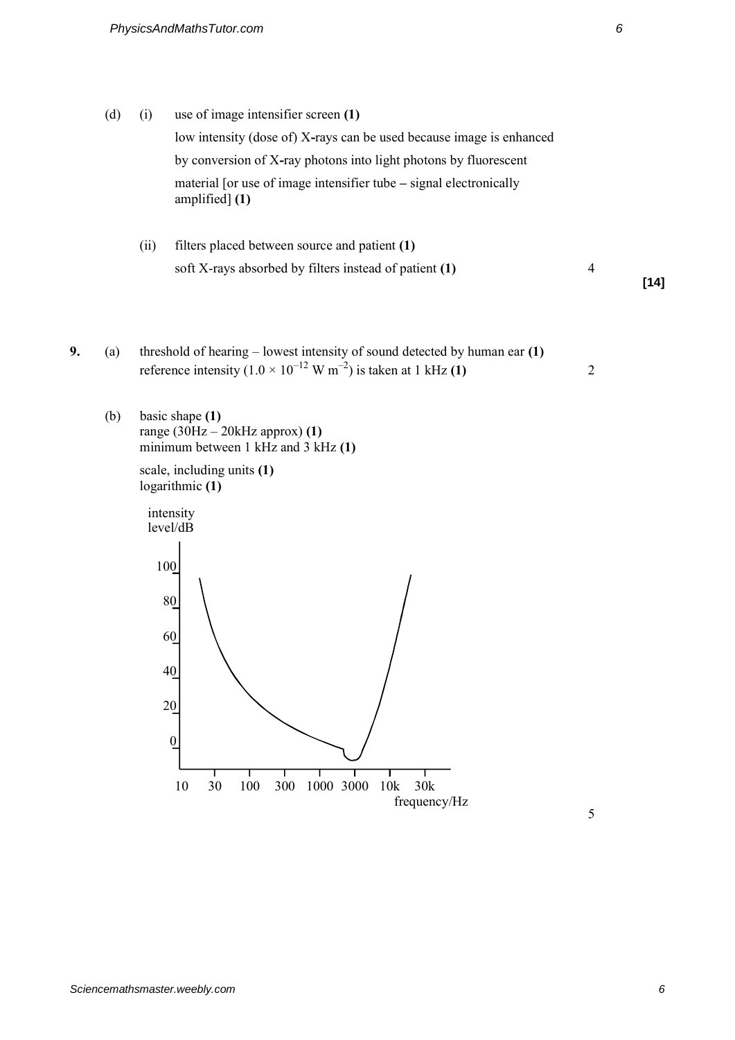(d) (i) use of image intensifier screen **(1)**

low intensity (dose of) X-rays can be used because image is enhanced by conversion of X-ray photons into light photons by fluorescent material [or use of image intensifier tube – signal electronically amplified] **(1)**

(ii) filters placed between source and patient **(1)**

soft X-rays absorbed by filters instead of patient **(1)** 4

**[14]**

**9.** (a) threshold of hearing – lowest intensity of sound detected by human ear **(1)**
reference intensity ($1.0 \times 10^{-12}$ W m$^{-2}$) is taken at 1 kHz **(1)** 2

(b) basic shape **(1)**
range (30Hz – 20kHz approx) **(1)**
minimum between 1 kHz and 3 kHz **(1)**

scale, including units **(1)**
logarithmic **(1)**

intensity level/dB

100
80
60
40
20
0

10 30 100 300 1000 3000 10k 30k
frequency/Hz

5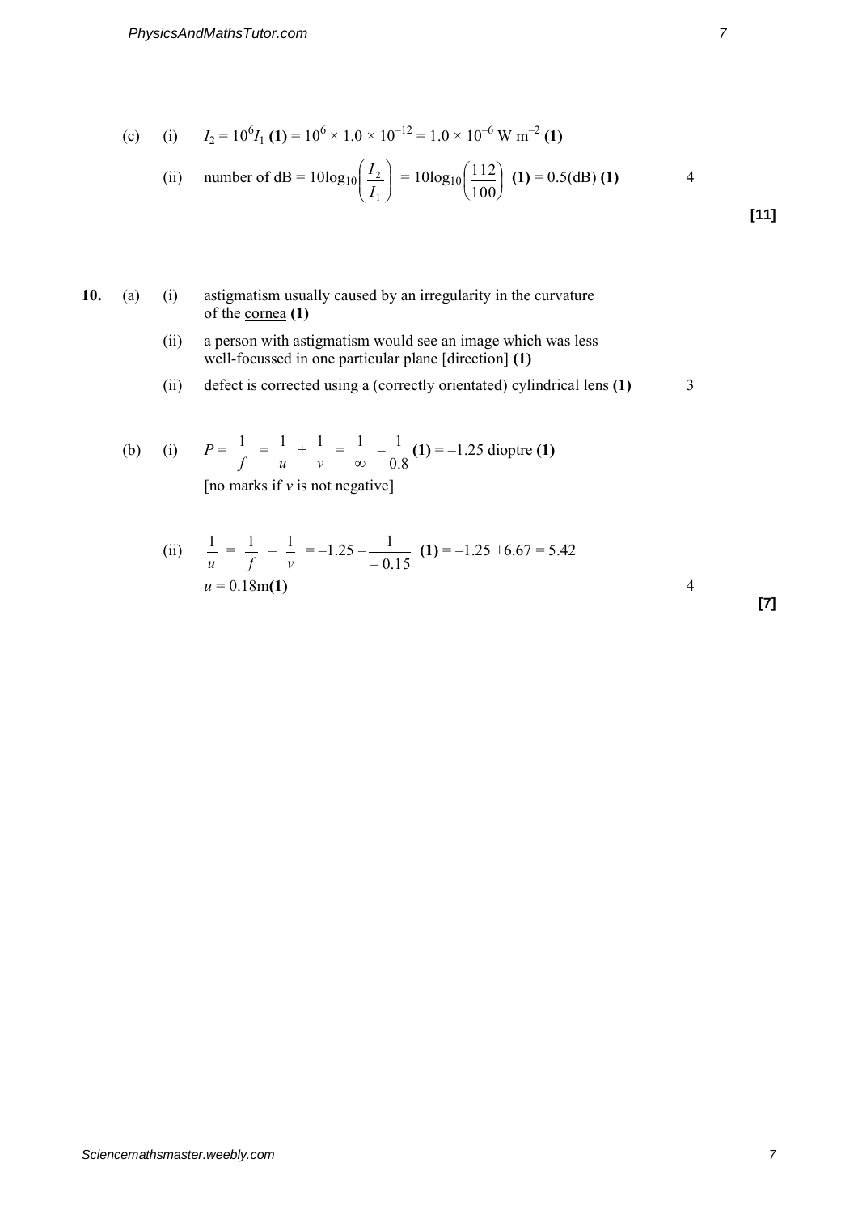(c) (i) $I_2 = 10^6 I_1$ **(1)** $= 10^6 \times 1.0 \times 10^{-12} = 1.0 \times 10^{-6}$ W m$^{-2}$ **(1)**

(ii) number of dB $= 10\log_{10}\left(\frac{I_2}{I_1}\right) = 10\log_{10}\left(\frac{112}{100}\right)$ **(1)** $= 0.5$(dB) **(1)** 4

**[11]**

**10.** (a) (i) astigmatism usually caused by an irregularity in the curvature of the <u>cornea</u> **(1)**

(ii) a person with astigmatism would see an image which was less well-focussed in one particular plane [direction] **(1)**

(ii) defect is corrected using a (correctly orientated) <u>cylindrical</u> lens **(1)** 3

(b) (i) $P = \frac{1}{f} = \frac{1}{u} + \frac{1}{v} = \frac{1}{\infty} - \frac{1}{0.8}$ **(1)** $= -1.25$ dioptre **(1)**

[no marks if $v$ is not negative]

(ii) $\frac{1}{u} = \frac{1}{f} - \frac{1}{v} = -1.25 - \frac{1}{-0.15}$ **(1)** $= -1.25 + 6.67 = 5.42$

$u = 0.18$m**(1)** 4

**[7]**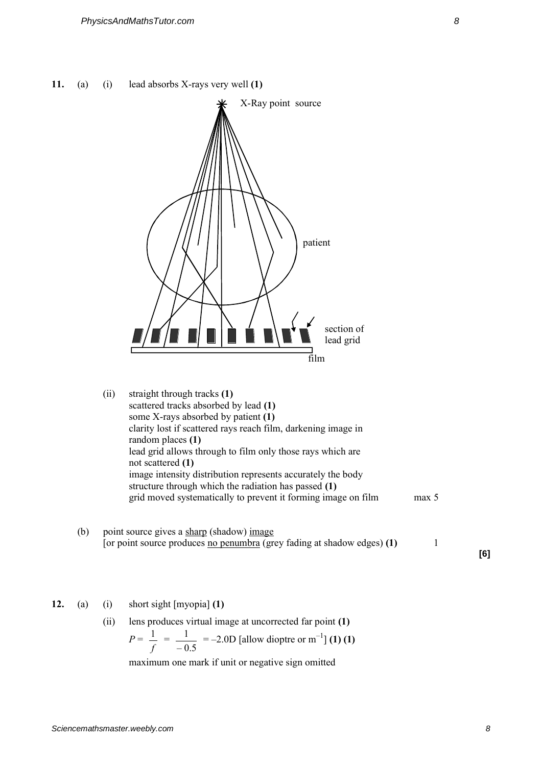**11.** (a) (i) lead absorbs X-rays very well **(1)**

X-Ray point source

patient

section of lead grid

film

(ii) straight through tracks **(1)**
scattered tracks absorbed by lead **(1)**
some X-rays absorbed by patient **(1)**
clarity lost if scattered rays reach film, darkening image in random places **(1)**
lead grid allows through to film only those rays which are not scattered **(1)**
image intensity distribution represents accurately the body structure through which the radiation has passed **(1)**
grid moved systematically to prevent it forming image on film — max 5

(b) point source gives a sharp (shadow) image
[or point source produces no penumbra (grey fading at shadow edges) **(1)** — 1

**[6]**

**12.** (a) (i) short sight [myopia] **(1)**

(ii) lens produces virtual image at uncorrected far point **(1)**

$P = \frac{1}{f} = \frac{1}{-0.5} = -2.0\text{D}$ [allow dioptre or $\text{m}^{-1}$] **(1) (1)**

maximum one mark if unit or negative sign omitted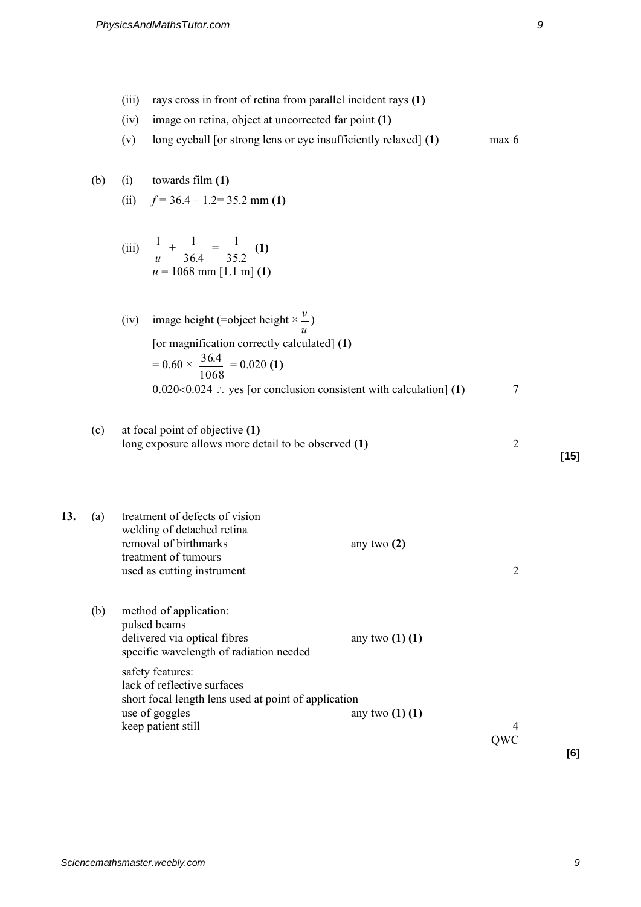(iii) rays cross in front of retina from parallel incident rays **(1)**

(iv) image on retina, object at uncorrected far point **(1)**

(v) long eyeball [or strong lens or eye insufficiently relaxed] **(1)** max 6

(b) (i) towards film **(1)**

(ii) $f = 36.4 - 1.2 = 35.2$ mm **(1)**

(iii) $\frac{1}{u} + \frac{1}{36.4} = \frac{1}{35.2}$ **(1)**

$u = 1068$ mm [1.1 m] **(1)**

(iv) image height (=object height $\times \frac{v}{u}$)

[or magnification correctly calculated] **(1)**

$= 0.60 \times \frac{36.4}{1068} = 0.020$ **(1)**

$0.020 < 0.024 \therefore$ yes [or conclusion consistent with calculation] **(1)** 7

(c) at focal point of objective **(1)**

long exposure allows more detail to be observed **(1)** 2

**[15]**

**13.** (a) treatment of defects of vision

welding of detached retina

removal of birthmarks any two **(2)**

treatment of tumours

used as cutting instrument 2

(b) method of application:

pulsed beams

delivered via optical fibres any two **(1) (1)**

specific wavelength of radiation needed

safety features:

lack of reflective surfaces

short focal length lens used at point of application

use of goggles any two **(1) (1)**

keep patient still 4

QWC

**[6]**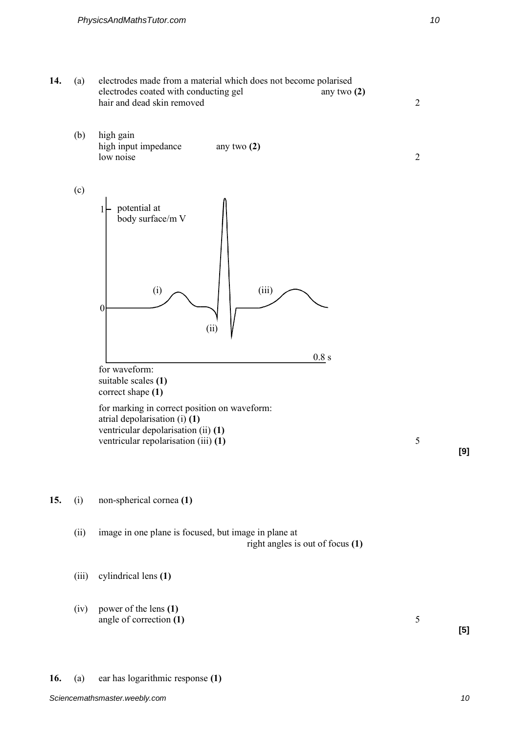**14.** (a) electrodes made from a material which does not become polarised
electrodes coated with conducting gel — any two **(2)**
hair and dead skin removed — 2

(b) high gain
high input impedance — any two **(2)**
low noise — 2

(c)

potential at body surface/m V

1

(i) (iii)

0

(ii)

0.8 s

for waveform:
suitable scales **(1)**
correct shape **(1)**

for marking in correct position on waveform:
atrial depolarisation (i) **(1)**
ventricular depolarisation (ii) **(1)**
ventricular repolarisation (iii) **(1)** — 5

**[9]**

**15.** (i) non-spherical cornea **(1)**

(ii) image in one plane is focused, but image in plane at right angles is out of focus **(1)**

(iii) cylindrical lens **(1)**

(iv) power of the lens **(1)**
angle of correction **(1)** — 5

**[5]**

**16.** (a) ear has logarithmic response **(1)**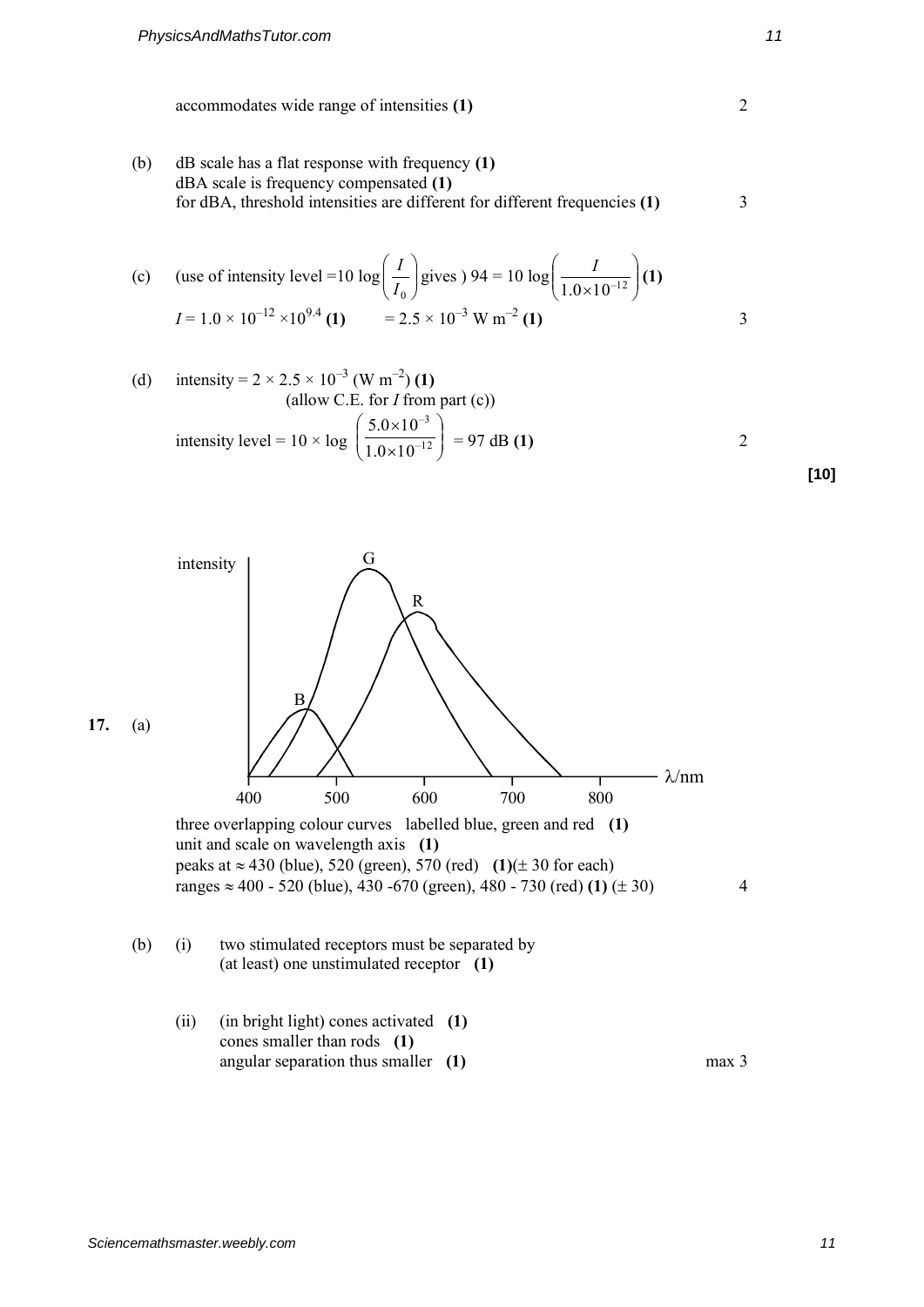accommodates wide range of intensities **(1)** 2

(b) dB scale has a flat response with frequency **(1)**
dBA scale is frequency compensated **(1)**
for dBA, threshold intensities are different for different frequencies **(1)** 3

(c) (use of intensity level $=10 \log\left(\frac{I}{I_0}\right)$ gives ) $94 = 10 \log\left(\frac{I}{1.0\times10^{-12}}\right)$ **(1)**

$I = 1.0 \times 10^{-12} \times 10^{9.4}$ **(1)** $= 2.5 \times 10^{-3}$ W m$^{-2}$ **(1)** 3

(d) intensity $= 2 \times 2.5 \times 10^{-3}$ (W m$^{-2}$) **(1)**
(allow C.E. for $I$ from part (c))

intensity level $= 10 \times \log\left(\frac{5.0\times10^{-3}}{1.0\times10^{-12}}\right) = 97$ dB **(1)** 2

**[10]**

**17.** (a)

three overlapping colour curves labelled blue, green and red **(1)**
unit and scale on wavelength axis **(1)**
peaks at ≈ 430 (blue), 520 (green), 570 (red) **(1)**(± 30 for each)
ranges ≈ 400 - 520 (blue), 430 -670 (green), 480 - 730 (red) **(1)** (± 30) 4

(b) (i) two stimulated receptors must be separated by (at least) one unstimulated receptor **(1)**

(ii) (in bright light) cones activated **(1)**
cones smaller than rods **(1)**
angular separation thus smaller **(1)** max 3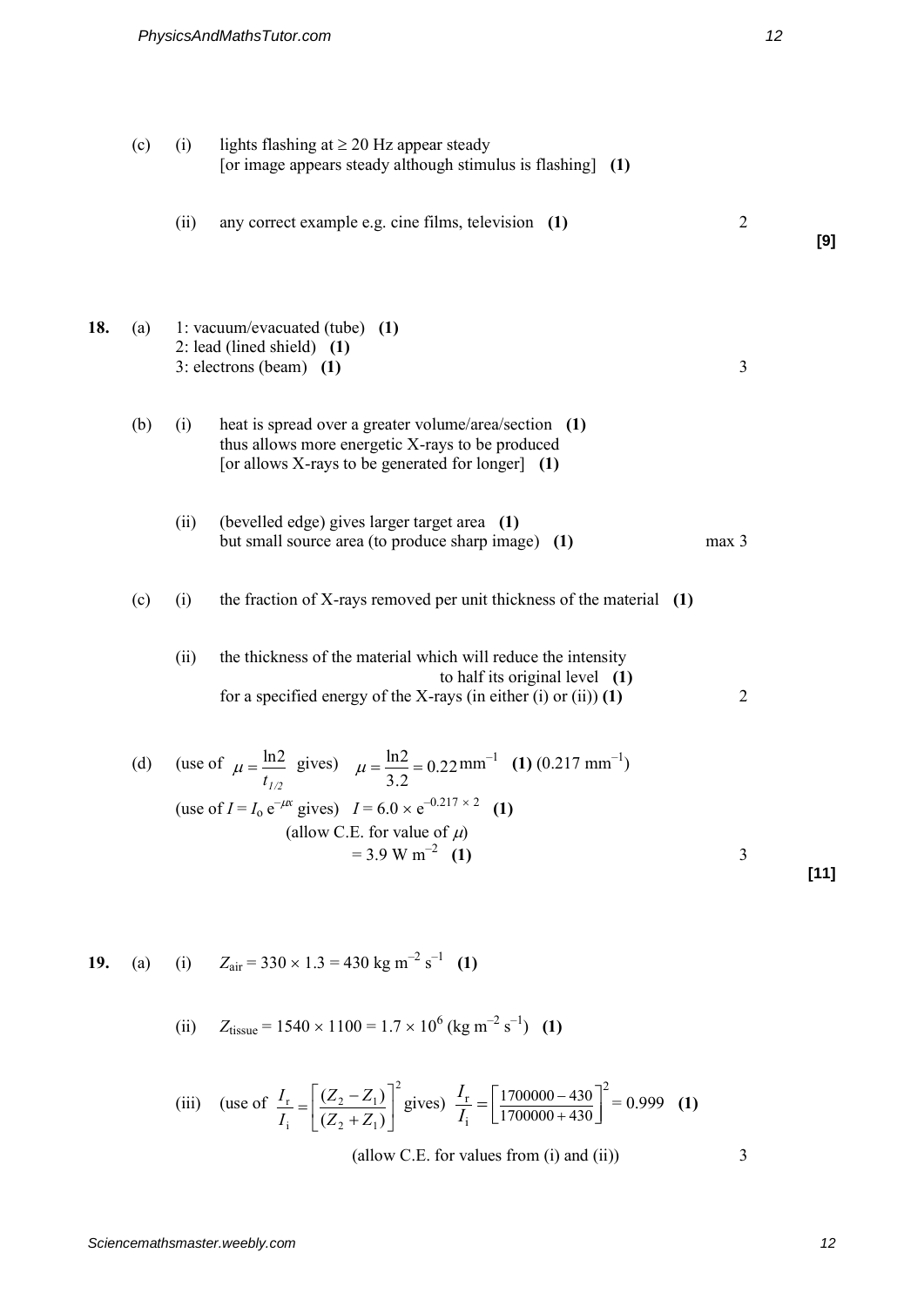(c) (i) lights flashing at $\geq 20$ Hz appear steady
[or image appears steady although stimulus is flashing] **(1)**

(ii) any correct example e.g. cine films, television **(1)** 2

**[9]**

**18.** (a) 1: vacuum/evacuated (tube) **(1)**
2: lead (lined shield) **(1)**
3: electrons (beam) **(1)** 3

(b) (i) heat is spread over a greater volume/area/section **(1)**
thus allows more energetic X-rays to be produced
[or allows X-rays to be generated for longer] **(1)**

(ii) (bevelled edge) gives larger target area **(1)**
but small source area (to produce sharp image) **(1)** max 3

(c) (i) the fraction of X-rays removed per unit thickness of the material **(1)**

(ii) the thickness of the material which will reduce the intensity to half its original level **(1)**
for a specified energy of the X-rays (in either (i) or (ii)) **(1)** 2

(d) (use of $\mu = \frac{\ln 2}{t_{1/2}}$ gives) $\mu = \frac{\ln 2}{3.2} = 0.22\,\text{mm}^{-1}$ **(1)** ($0.217\,\text{mm}^{-1}$)

(use of $I = I_o\,e^{-\mu x}$ gives) $I = 6.0 \times e^{-0.217 \times 2}$ **(1)**

(allow C.E. for value of $\mu$)

$= 3.9\,\text{W m}^{-2}$ **(1)** 3

**[11]**

**19.** (a) (i) $Z_{\text{air}} = 330 \times 1.3 = 430\,\text{kg m}^{-2}\,\text{s}^{-1}$ **(1)**

(ii) $Z_{\text{tissue}} = 1540 \times 1100 = 1.7 \times 10^6\,(\text{kg m}^{-2}\,\text{s}^{-1})$ **(1)**

(iii) (use of $\frac{I_r}{I_i} = \left[\frac{(Z_2 - Z_1)}{(Z_2 + Z_1)}\right]^2$ gives) $\frac{I_r}{I_i} = \left[\frac{1700000 - 430}{1700000 + 430}\right]^2 = 0.999$ **(1)**

(allow C.E. for values from (i) and (ii)) 3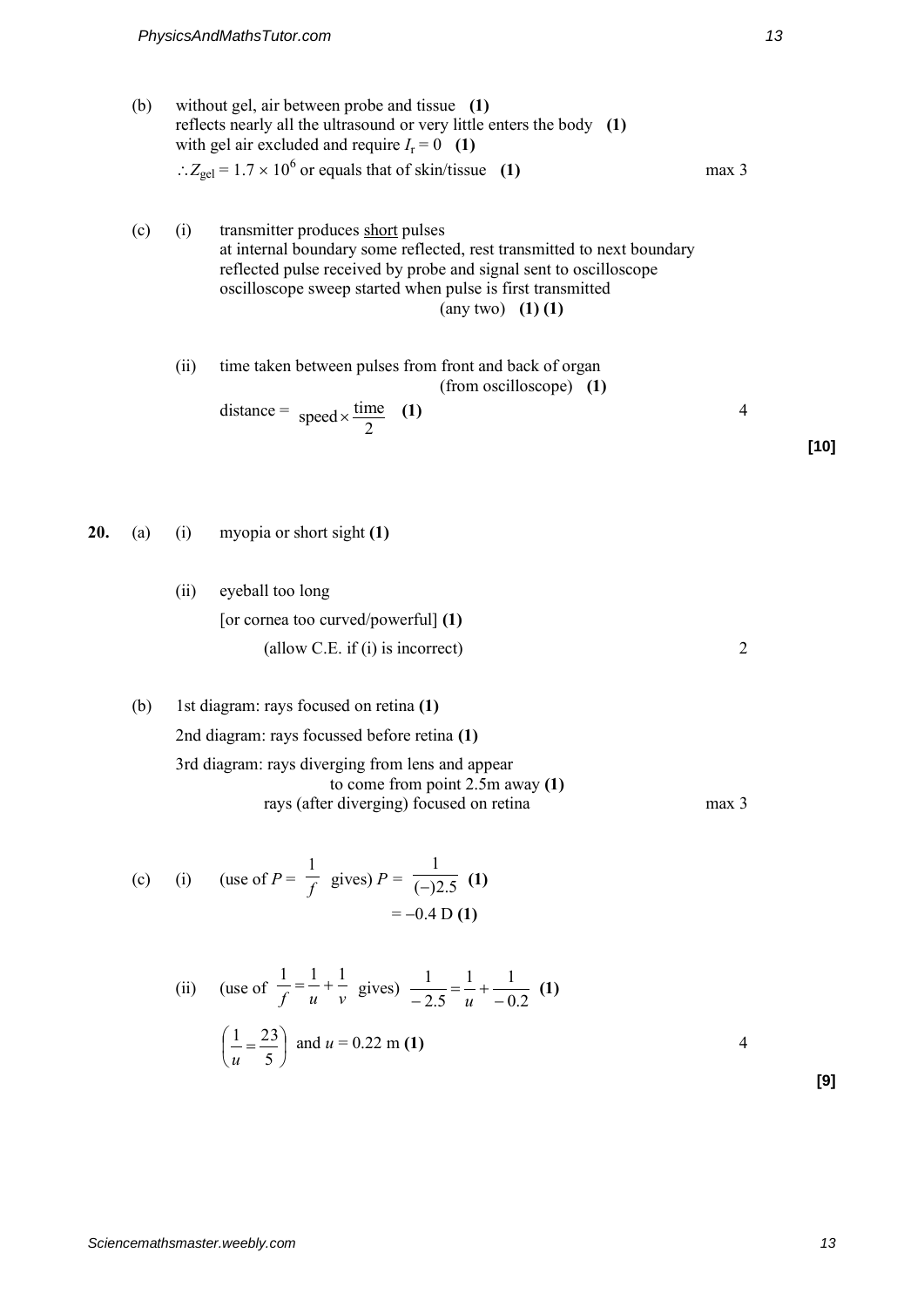(b) without gel, air between probe and tissue **(1)**
reflects nearly all the ultrasound or very little enters the body **(1)**
with gel air excluded and require $I_r = 0$ **(1)**
$\therefore Z_{gel} = 1.7 \times 10^6$ or equals that of skin/tissue **(1)** — max 3

(c) (i) transmitter produces <u>short</u> pulses
at internal boundary some reflected, rest transmitted to next boundary
reflected pulse received by probe and signal sent to oscilloscope
oscilloscope sweep started when pulse is first transmitted
(any two) **(1) (1)**

(ii) time taken between pulses from front and back of organ
(from oscilloscope) **(1)**
distance = $\text{speed} \times \frac{\text{time}}{2}$ **(1)** — 4

**[10]**

**20.** (a) (i) myopia or short sight **(1)**

(ii) eyeball too long
[or cornea too curved/powerful] **(1)**
(allow C.E. if (i) is incorrect) — 2

(b) 1st diagram: rays focused on retina **(1)**
2nd diagram: rays focussed before retina **(1)**
3rd diagram: rays diverging from lens and appear to come from point 2.5m away **(1)**
rays (after diverging) focused on retina — max 3

(c) (i) (use of $P = \frac{1}{f}$ gives) $P = \frac{1}{(-)2.5}$ **(1)**
$= -0.4$ D **(1)**

(ii) (use of $\frac{1}{f} = \frac{1}{u} + \frac{1}{v}$ gives) $\frac{1}{-2.5} = \frac{1}{u} + \frac{1}{-0.2}$ **(1)**
$\left(\frac{1}{u} = \frac{23}{5}\right)$ and $u = 0.22$ m **(1)** — 4

**[9]**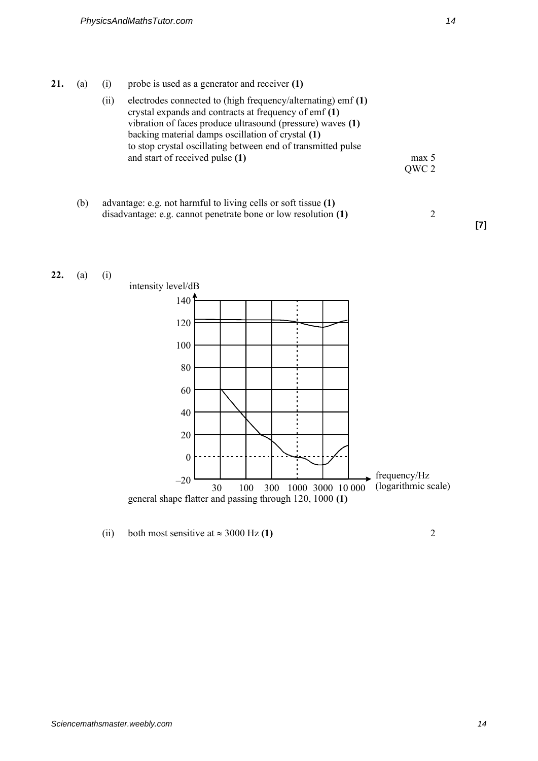**21.** (a) (i) probe is used as a generator and receiver **(1)**

(ii) electrodes connected to (high frequency/alternating) emf **(1)**
crystal expands and contracts at frequency of emf **(1)**
vibration of faces produce ultrasound (pressure) waves **(1)**
backing material damps oscillation of crystal **(1)**
to stop crystal oscillating between end of transmitted pulse and start of received pulse **(1)** max 5

QWC 2

(b) advantage: e.g. not harmful to living cells or soft tissue **(1)**
disadvantage: e.g. cannot penetrate bone or low resolution **(1)** 2

**[7]**

**22.** (a) (i)

intensity level/dB

140

120

100

80

60

40

20

0

–20

frequency/Hz (logarithmic scale)

30 100 300 1000 3000 10 000

general shape flatter and passing through 120, 1000 **(1)**

(ii) both most sensitive at ≈ 3000 Hz **(1)** 2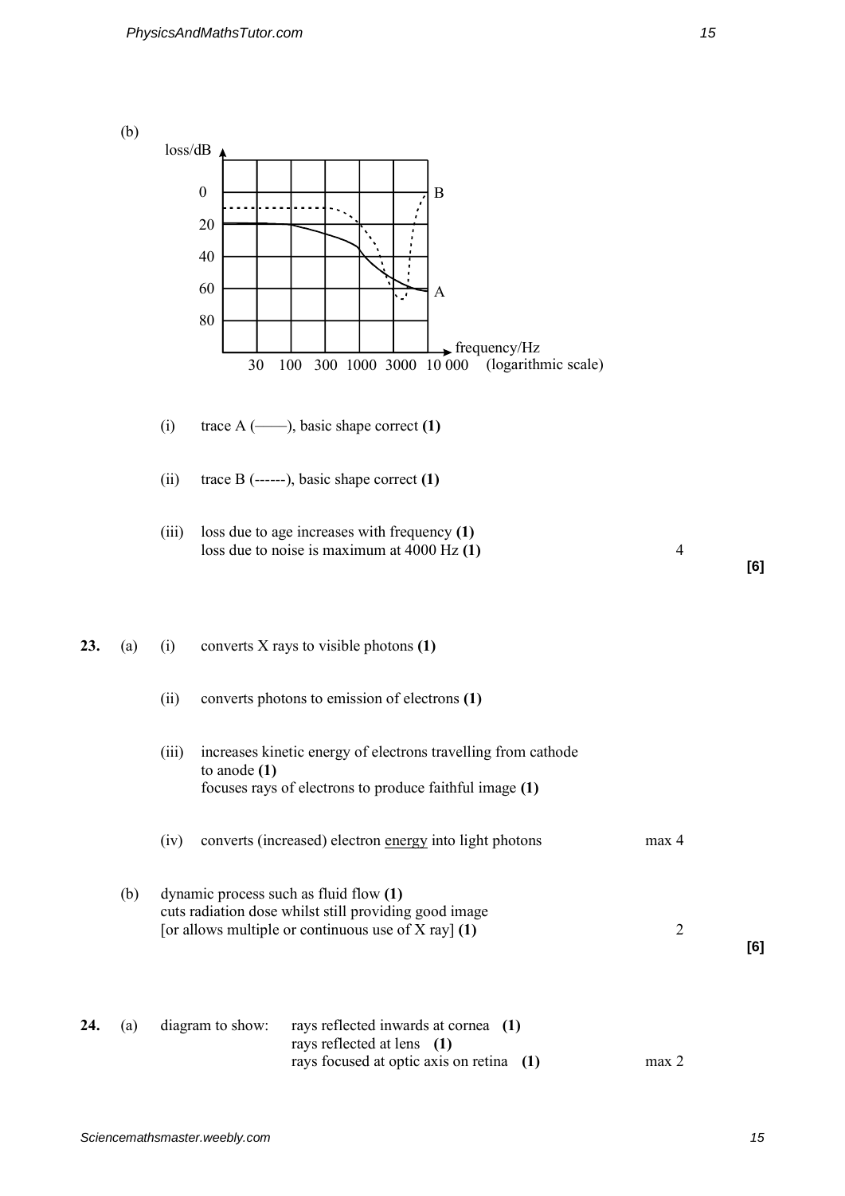(b)

loss/dB

0, 20, 40, 60, 80

frequency/Hz: 30, 100, 300, 1000, 3000, 10 000 (logarithmic scale)

A, B

(i) trace A (——), basic shape correct **(1)**

(ii) trace B (------), basic shape correct **(1)**

(iii) loss due to age increases with frequency **(1)**
loss due to noise is maximum at 4000 Hz **(1)** 4

**[6]**

**23.** (a) (i) converts X rays to visible photons **(1)**

(ii) converts photons to emission of electrons **(1)**

(iii) increases kinetic energy of electrons travelling from cathode to anode **(1)**
focuses rays of electrons to produce faithful image **(1)**

(iv) converts (increased) electron energy into light photons max 4

(b) dynamic process such as fluid flow **(1)**
cuts radiation dose whilst still providing good image
[or allows multiple or continuous use of X ray] **(1)** 2

**[6]**

**24.** (a) diagram to show: rays reflected inwards at cornea **(1)**
rays reflected at lens **(1)**
rays focused at optic axis on retina **(1)** max 2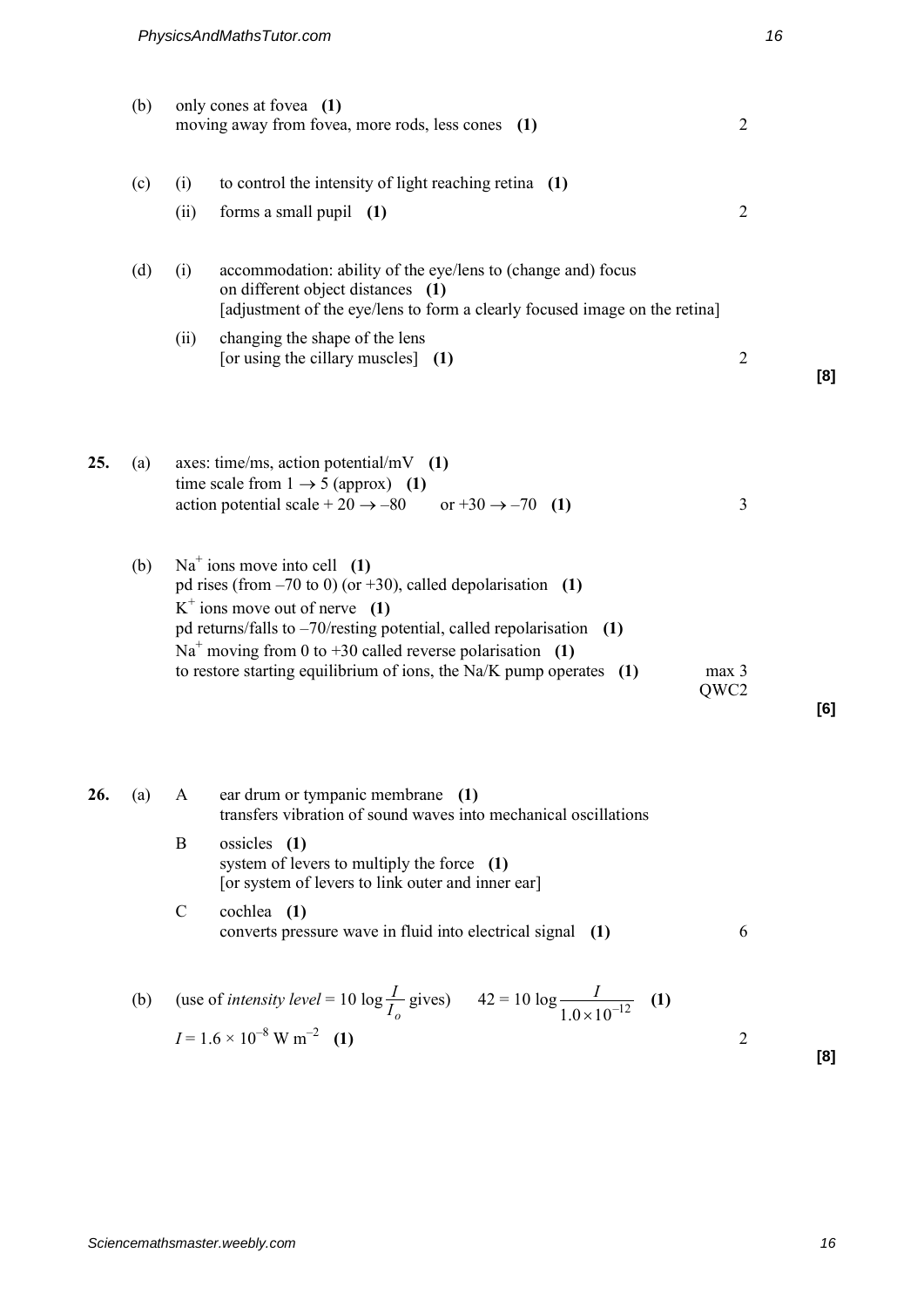(b) only cones at fovea **(1)**
moving away from fovea, more rods, less cones **(1)** — 2

(c) (i) to control the intensity of light reaching retina **(1)**

(ii) forms a small pupil **(1)** — 2

(d) (i) accommodation: ability of the eye/lens to (change and) focus on different object distances **(1)**
[adjustment of the eye/lens to form a clearly focused image on the retina]

(ii) changing the shape of the lens
[or using the cillary muscles] **(1)** — 2

**[8]**

**25.** (a) axes: time/ms, action potential/mV **(1)**
time scale from $1 \rightarrow 5$ (approx) **(1)**
action potential scale $+20 \rightarrow -80$ or $+30 \rightarrow -70$ **(1)** — 3

(b) $Na^+$ ions move into cell **(1)**
pd rises (from –70 to 0) (or +30), called depolarisation **(1)**
$K^+$ ions move out of nerve **(1)**
pd returns/falls to –70/resting potential, called repolarisation **(1)**
$Na^+$ moving from 0 to +30 called reverse polarisation **(1)**
to restore starting equilibrium of ions, the Na/K pump operates **(1)** — max 3
QWC2

**[6]**

**26.** (a) A ear drum or tympanic membrane **(1)**
transfers vibration of sound waves into mechanical oscillations

B ossicles **(1)**
system of levers to multiply the force **(1)**
[or system of levers to link outer and inner ear]

C cochlea **(1)**
converts pressure wave in fluid into electrical signal **(1)** — 6

(b) (use of *intensity level* $= 10 \log \frac{I}{I_o}$ gives) $42 = 10 \log \frac{I}{1.0 \times 10^{-12}}$ **(1)**

$I = 1.6 \times 10^{-8}$ W m$^{-2}$ **(1)** — 2

**[8]**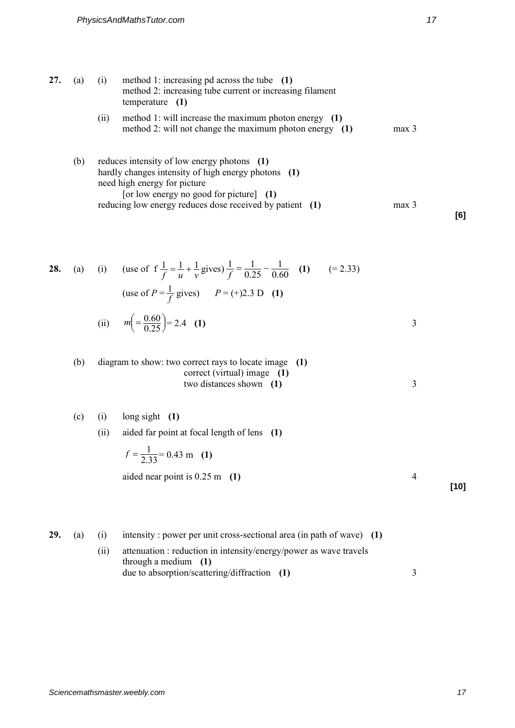**27.** (a) (i) method 1: increasing pd across the tube **(1)**
method 2: increasing tube current or increasing filament temperature **(1)**

(ii) method 1: will increase the maximum photon energy **(1)**
method 2: will not change the maximum photon energy **(1)** max 3

(b) reduces intensity of low energy photons **(1)**
hardly changes intensity of high energy photons **(1)**
need high energy for picture
[or low energy no good for picture] **(1)**
reducing low energy reduces dose received by patient **(1)** max 3

**[6]**

**28.** (a) (i) (use of f $\frac{1}{f} = \frac{1}{u} + \frac{1}{v}$ gives) $\frac{1}{f} = \frac{1}{0.25} - \frac{1}{0.60}$ **(1)** (= 2.33)

(use of $P = \frac{1}{f}$ gives) $P = (+)2.3$ D **(1)**

(ii) $m\left(= \frac{0.60}{0.25}\right) = 2.4$ **(1)** 3

(b) diagram to show: two correct rays to locate image **(1)**
correct (virtual) image **(1)**
two distances shown **(1)** 3

(c) (i) long sight **(1)**

(ii) aided far point at focal length of lens **(1)**

$f = \frac{1}{2.33} = 0.43$ m **(1)**

aided near point is 0.25 m **(1)** 4

**[10]**

**29.** (a) (i) intensity : power per unit cross-sectional area (in path of wave) **(1)**

(ii) attenuation : reduction in intensity/energy/power as wave travels through a medium **(1)**
due to absorption/scattering/diffraction **(1)** 3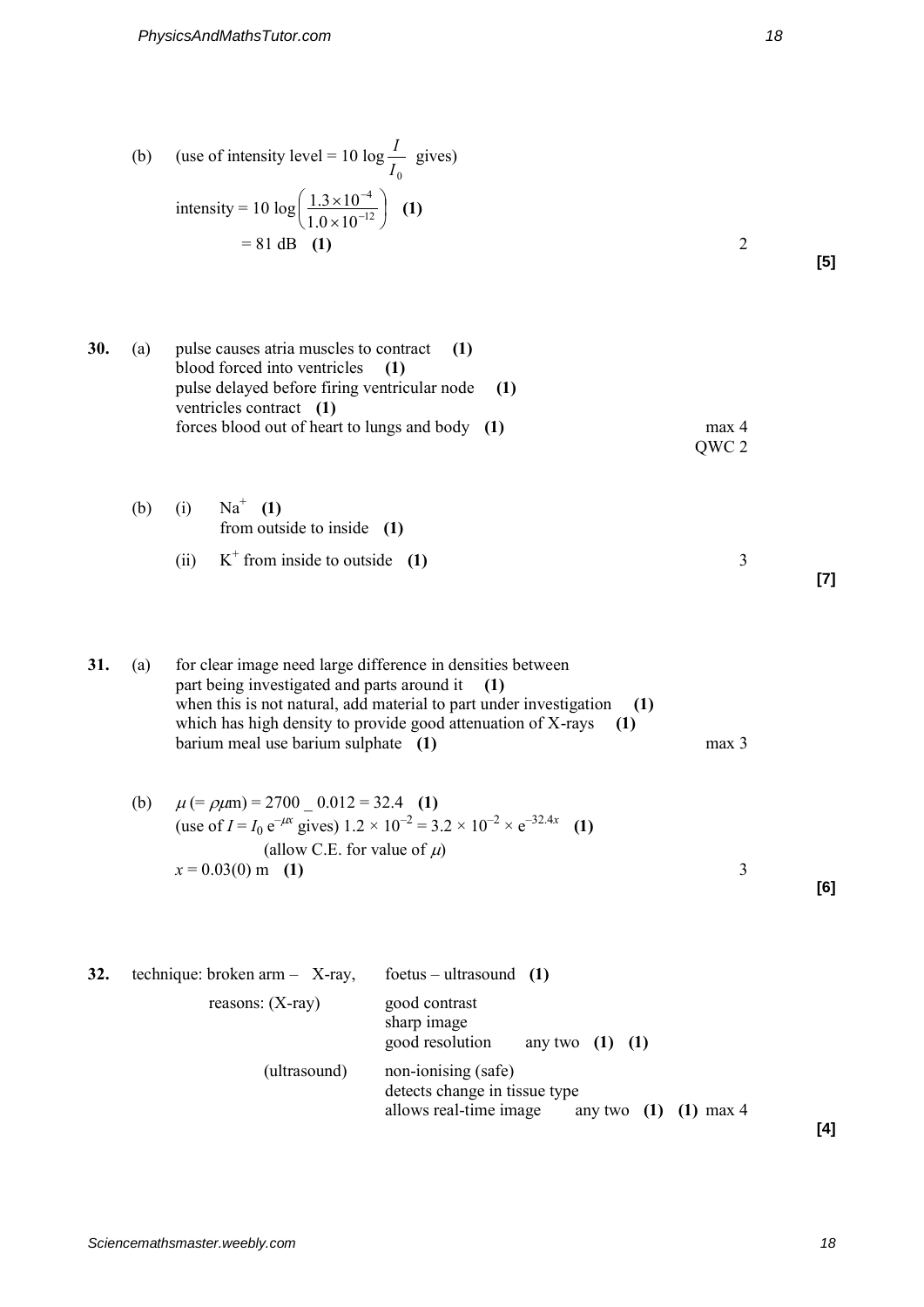(b) (use of intensity level = $10 \log \frac{I}{I_0}$ gives)

intensity = $10 \log \left( \frac{1.3 \times 10^{-4}}{1.0 \times 10^{-12}} \right)$ **(1)**

= 81 dB **(1)** 2

**[5]**

**30.** (a) pulse causes atria muscles to contract **(1)**
blood forced into ventricles **(1)**
pulse delayed before firing ventricular node **(1)**
ventricles contract **(1)**
forces blood out of heart to lungs and body **(1)** max 4
QWC 2

(b) (i) $Na^+$ **(1)**
from outside to inside **(1)**

(ii) $K^+$ from inside to outside **(1)** 3

**[7]**

**31.** (a) for clear image need large difference in densities between part being investigated and parts around it **(1)**
when this is not natural, add material to part under investigation **(1)**
which has high density to provide good attenuation of X-rays **(1)**
barium meal use barium sulphate **(1)** max 3

(b) $\mu$ (= $\rho\mu$m) = 2700 _ 0.012 = 32.4 **(1)**
(use of $I = I_0 e^{-\mu x}$ gives) $1.2 \times 10^{-2} = 3.2 \times 10^{-2} \times e^{-32.4x}$ **(1)**
(allow C.E. for value of $\mu$)
$x$ = 0.03(0) m **(1)** 3

**[6]**

**32.** technique: broken arm – X-ray, foetus – ultrasound **(1)**

reasons: (X-ray) good contrast
sharp image
good resolution any two **(1)** **(1)**

(ultrasound) non-ionising (safe)
detects change in tissue type
allows real-time image any two **(1)** **(1)** max 4

**[4]**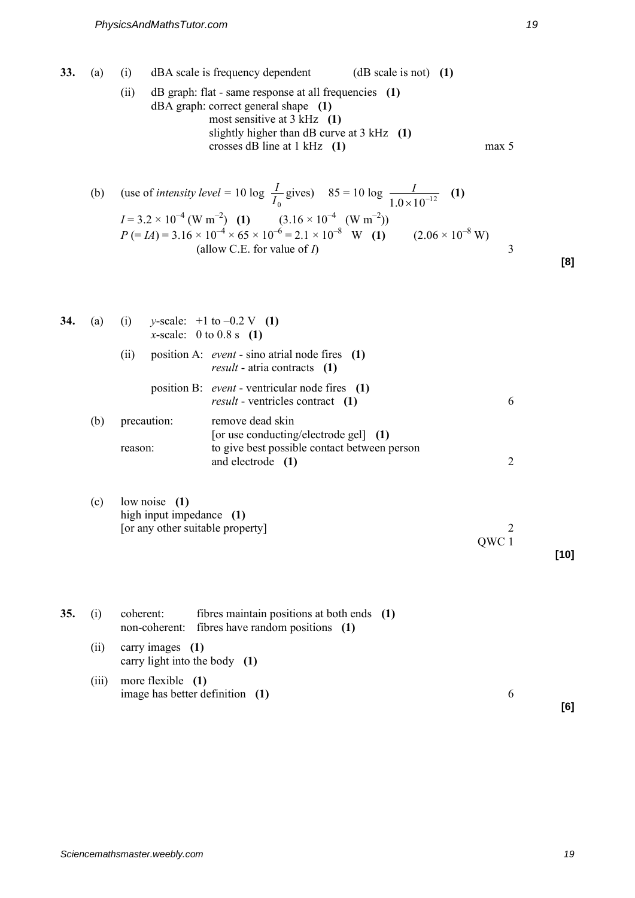**33.** (a) (i) dBA scale is frequency dependent (dB scale is not) **(1)**

(ii) dB graph: flat - same response at all frequencies **(1)**
dBA graph: correct general shape **(1)**
most sensitive at 3 kHz **(1)**
slightly higher than dB curve at 3 kHz **(1)**
crosses dB line at 1 kHz **(1)** max 5

(b) (use of *intensity level* = $10 \log \frac{I}{I_0}$ gives) $85 = 10 \log \frac{I}{1.0 \times 10^{-12}}$ **(1)**
$I = 3.2 \times 10^{-4}$ (W m$^{-2}$) **(1)** ($3.16 \times 10^{-4}$ (W m$^{-2}$))
$P$ (= $IA$) = $3.16 \times 10^{-4} \times 65 \times 10^{-6} = 2.1 \times 10^{-8}$ W **(1)** ($2.06 \times 10^{-8}$ W)
(allow C.E. for value of $I$) 3

**[8]**

**34.** (a) (i) *y*-scale: +1 to –0.2 V **(1)**
*x*-scale: 0 to 0.8 s **(1)**

(ii) position A: *event* - sino atrial node fires **(1)**
*result* - atria contracts **(1)**

position B: *event* - ventricular node fires **(1)**
*result* - ventricles contract **(1)** 6

(b) precaution: remove dead skin
[or use conducting/electrode gel] **(1)**
reason: to give best possible contact between person and electrode **(1)** 2

(c) low noise **(1)**
high input impedance **(1)**
[or any other suitable property] 2
QWC 1

**[10]**

**35.** (i) coherent: fibres maintain positions at both ends **(1)**
non-coherent: fibres have random positions **(1)**

(ii) carry images **(1)**
carry light into the body **(1)**

(iii) more flexible **(1)**
image has better definition **(1)** 6

**[6]**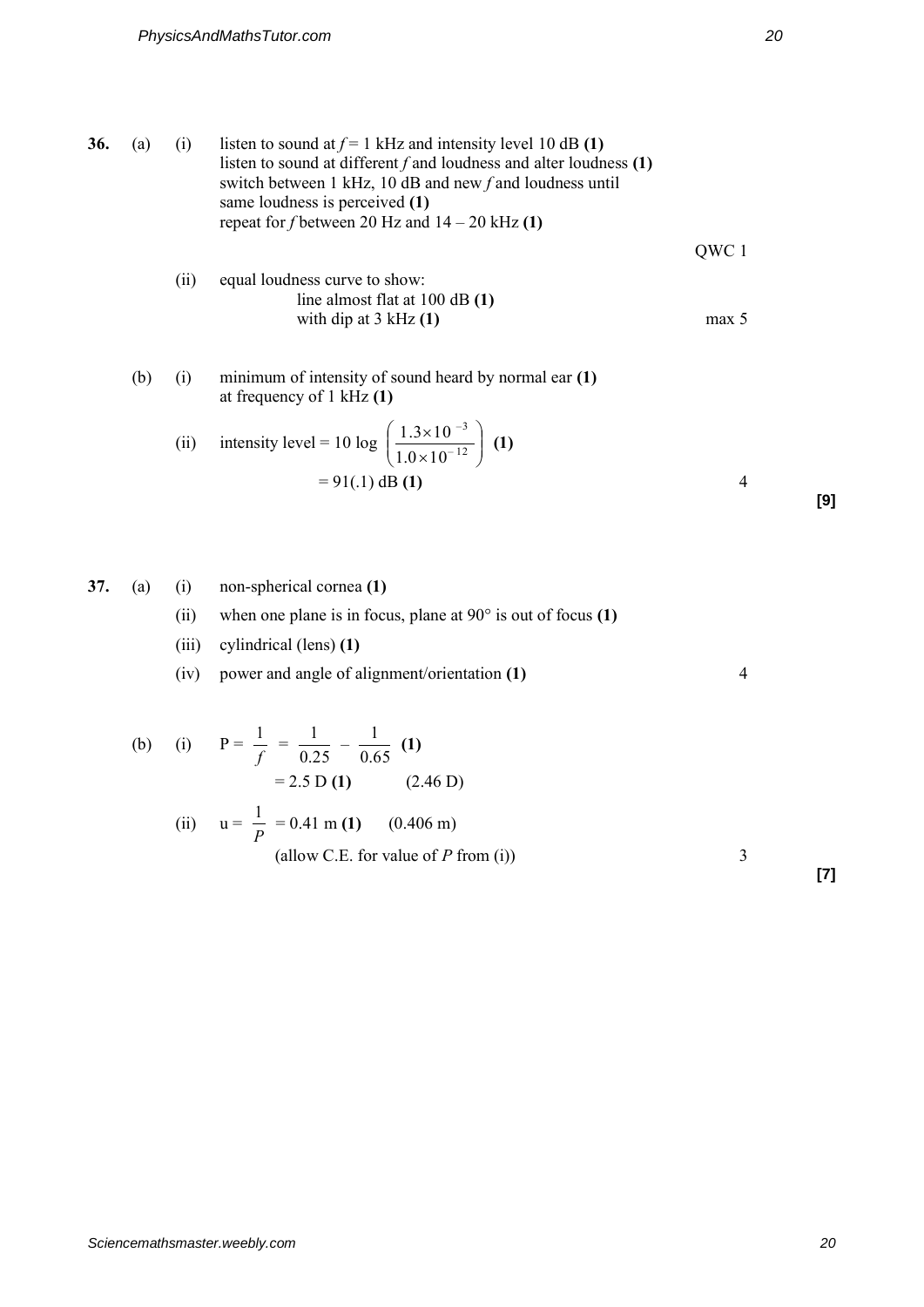**36.** (a) (i) listen to sound at $f = 1$ kHz and intensity level 10 dB **(1)**
listen to sound at different $f$ and loudness and alter loudness **(1)**
switch between 1 kHz, 10 dB and new $f$ and loudness until same loudness is perceived **(1)**
repeat for $f$ between 20 Hz and 14 – 20 kHz **(1)**

QWC 1

(ii) equal loudness curve to show:
line almost flat at 100 dB **(1)**
with dip at 3 kHz **(1)**

max 5

(b) (i) minimum of intensity of sound heard by normal ear **(1)**
at frequency of 1 kHz **(1)**

(ii) intensity level = $10 \log \left( \dfrac{1.3 \times 10^{-3}}{1.0 \times 10^{-12}} \right)$ **(1)**

= 91(.1) dB **(1)**

4

**[9]**

**37.** (a) (i) non-spherical cornea **(1)**

(ii) when one plane is in focus, plane at 90° is out of focus **(1)**

(iii) cylindrical (lens) **(1)**

(iv) power and angle of alignment/orientation **(1)**

4

(b) (i) $P = \dfrac{1}{f} = \dfrac{1}{0.25} - \dfrac{1}{0.65}$ **(1)**

= 2.5 D **(1)** (2.46 D)

(ii) $u = \dfrac{1}{P} = 0.41$ m **(1)** (0.406 m)

(allow C.E. for value of $P$ from (i))

3

**[7]**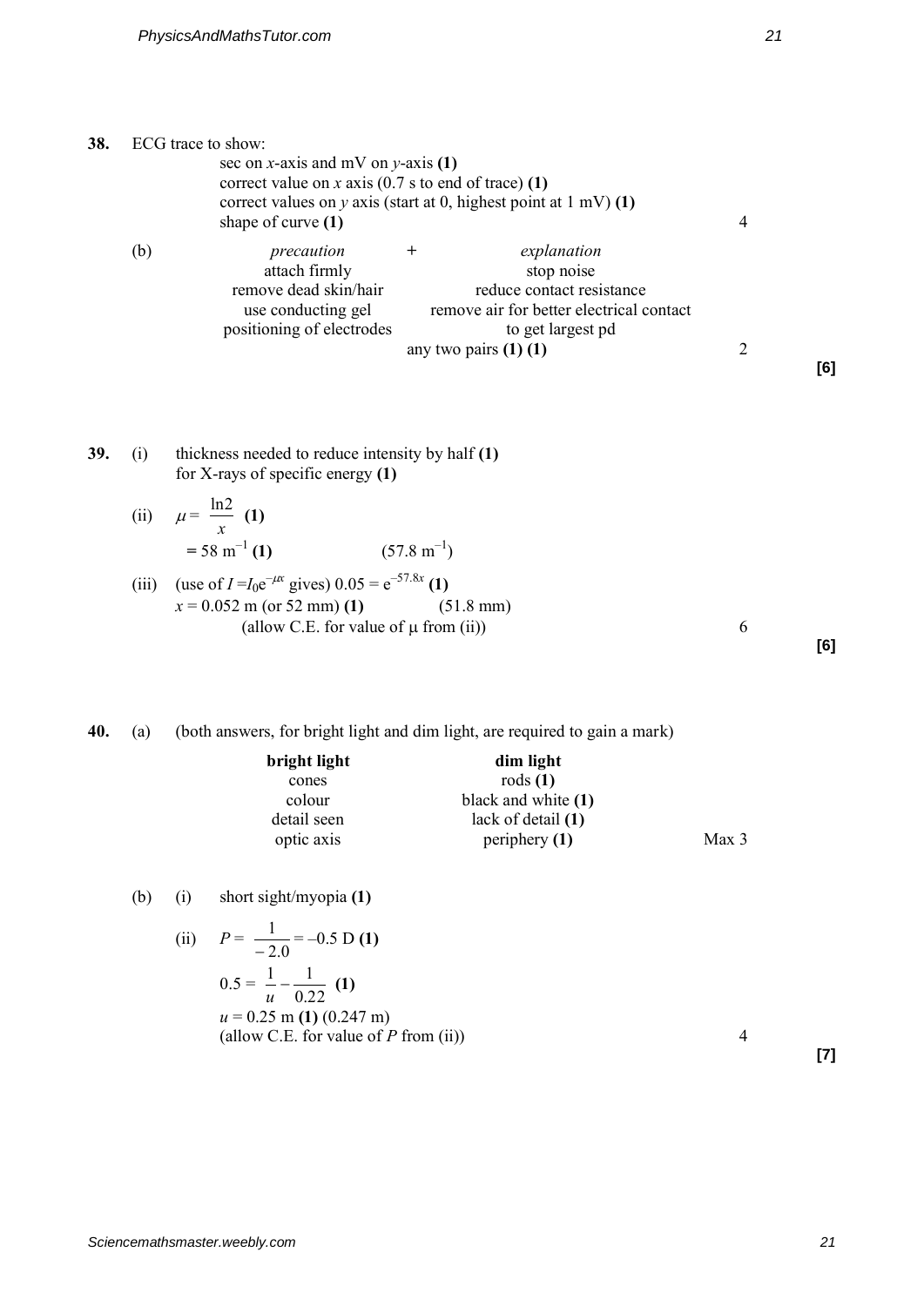**38.** ECG trace to show:

sec on $x$-axis and mV on $y$-axis **(1)**
correct value on $x$ axis (0.7 s to end of trace) **(1)**
correct values on $y$ axis (start at 0, highest point at 1 mV) **(1)**
shape of curve **(1)** — 4

(b)

| *precaution* | + | *explanation* |
|---|---|---|
| attach firmly | | stop noise |
| remove dead skin/hair | | reduce contact resistance |
| use conducting gel | | remove air for better electrical contact |
| positioning of electrodes | | to get largest pd |

any two pairs **(1) (1)** — 2

**[6]**

**39.** (i) thickness needed to reduce intensity by half **(1)**
for X-rays of specific energy **(1)**

(ii) $\mu = \dfrac{\ln 2}{x}$ **(1)**

$= 58\ \text{m}^{-1}$ **(1)** $\quad (57.8\ \text{m}^{-1})$

(iii) (use of $I = I_0 e^{-\mu x}$ gives) $0.05 = e^{-57.8x}$ **(1)**

$x = 0.052$ m (or 52 mm) **(1)** $\quad$ (51.8 mm)
(allow C.E. for value of $\mu$ from (ii)) — 6

**[6]**

**40.** (a) (both answers, for bright light and dim light, are required to gain a mark)

| **bright light** | **dim light** |
|---|---|
| cones | rods **(1)** |
| colour | black and white **(1)** |
| detail seen | lack of detail **(1)** |
| optic axis | periphery **(1)** |

Max 3

(b) (i) short sight/myopia **(1)**

(ii) $P = \dfrac{1}{-2.0} = -0.5$ D **(1)**

$0.5 = \dfrac{1}{u} - \dfrac{1}{0.22}$ **(1)**

$u = 0.25$ m **(1)** (0.247 m)
(allow C.E. for value of $P$ from (ii)) — 4

**[7]**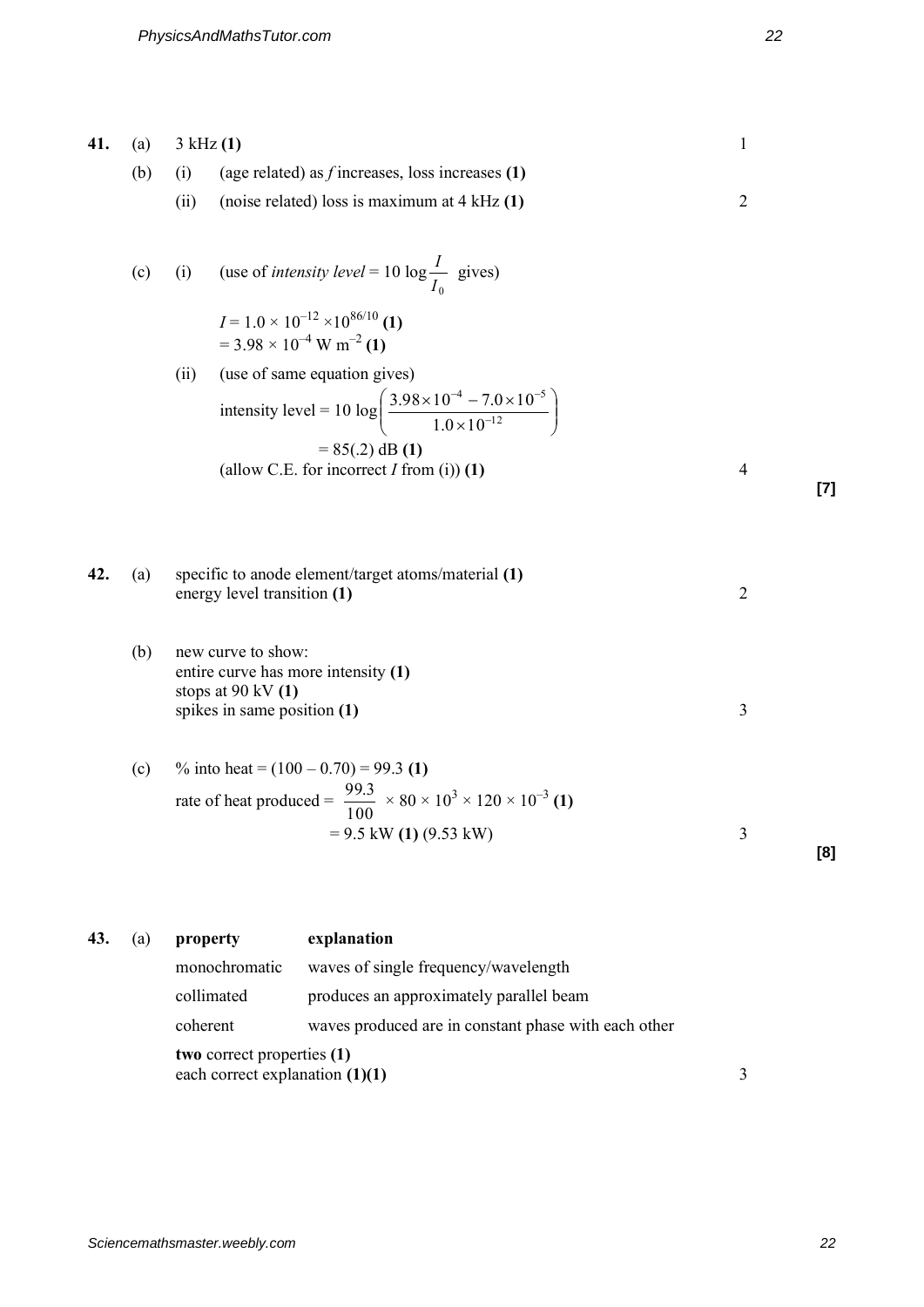**41.** (a) 3 kHz **(1)** 1

(b) (i) (age related) as *f* increases, loss increases **(1)**

(ii) (noise related) loss is maximum at 4 kHz **(1)** 2

(c) (i) (use of *intensity level* = $10 \log \frac{I}{I_0}$ gives)

$I = 1.0 \times 10^{-12} \times 10^{86/10}$ **(1)**
$= 3.98 \times 10^{-4}$ W m$^{-2}$ **(1)**

(ii) (use of same equation gives)

intensity level = $10 \log \left( \frac{3.98 \times 10^{-4} - 7.0 \times 10^{-5}}{1.0 \times 10^{-12}} \right)$

= 85(.2) dB **(1)**
(allow C.E. for incorrect *I* from (i)) **(1)** 4

**[7]**

**42.** (a) specific to anode element/target atoms/material **(1)**
energy level transition **(1)** 2

(b) new curve to show:
entire curve has more intensity **(1)**
stops at 90 kV **(1)**
spikes in same position **(1)** 3

(c) % into heat = (100 – 0.70) = 99.3 **(1)**

rate of heat produced = $\frac{99.3}{100} \times 80 \times 10^3 \times 120 \times 10^{-3}$ **(1)**
= 9.5 kW **(1)** (9.53 kW) 3

**[8]**

**43.** (a)

| **property** | **explanation** |
|---|---|
| monochromatic | waves of single frequency/wavelength |
| collimated | produces an approximately parallel beam |
| coherent | waves produced are in constant phase with each other |

**two** correct properties **(1)**
each correct explanation **(1)(1)** 3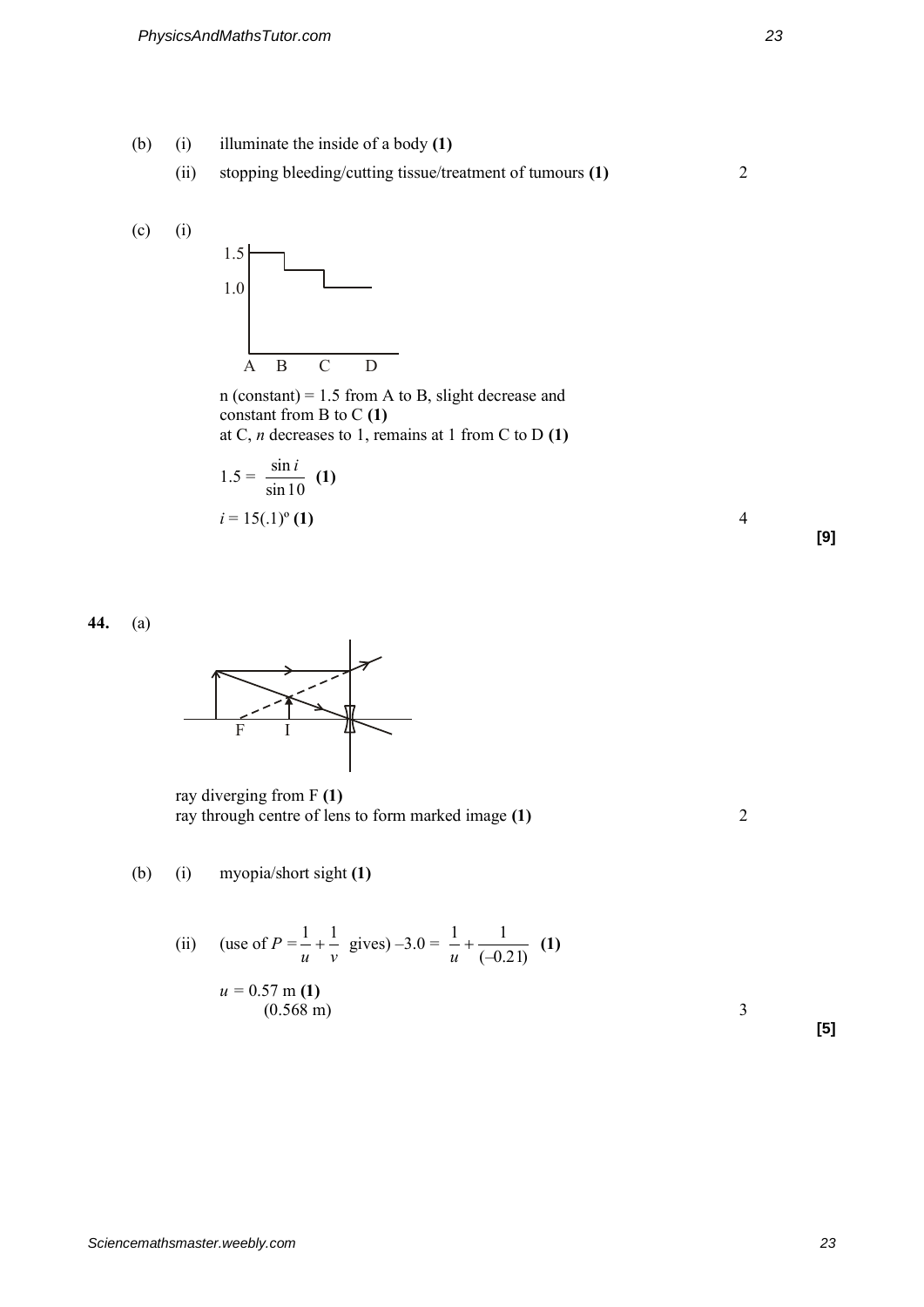(b) (i) illuminate the inside of a body **(1)**

(ii) stopping bleeding/cutting tissue/treatment of tumours **(1)** 2

(c) (i)

1.5

1.0

A B C D

n (constant) = 1.5 from A to B, slight decrease and constant from B to C **(1)**
at C, $n$ decreases to 1, remains at 1 from C to D **(1)**

$1.5 = \dfrac{\sin i}{\sin 10}$ **(1)**

$i = 15(.1)^{\circ}$ **(1)** 4

**[9]**

**44.** (a)

F I

ray diverging from F **(1)**
ray through centre of lens to form marked image **(1)** 2

(b) (i) myopia/short sight **(1)**

(ii) (use of $P = \dfrac{1}{u} + \dfrac{1}{v}$ gives) $-3.0 = \dfrac{1}{u} + \dfrac{1}{(-0.21)}$ **(1)**

$u = 0.57$ m **(1)**
(0.568 m) 3

**[5]**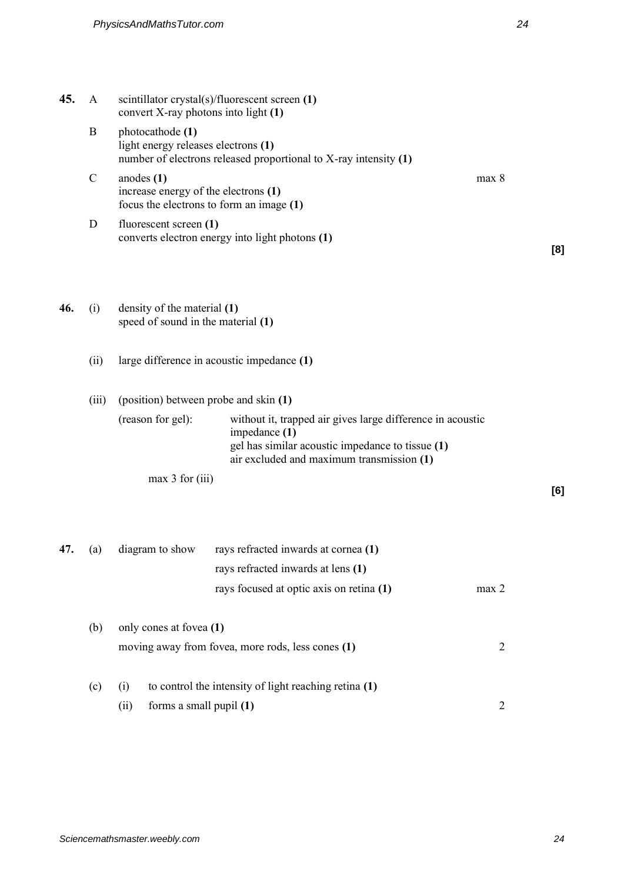**45.** A scintillator crystal(s)/fluorescent screen **(1)**
convert X-ray photons into light **(1)**

B photocathode **(1)**
light energy releases electrons **(1)**
number of electrons released proportional to X-ray intensity **(1)**

C anodes **(1)** max 8
increase energy of the electrons **(1)**
focus the electrons to form an image **(1)**

D fluorescent screen **(1)**
converts electron energy into light photons **(1)**

**[8]**

**46.** (i) density of the material **(1)**
speed of sound in the material **(1)**

(ii) large difference in acoustic impedance **(1)**

(iii) (position) between probe and skin **(1)**

(reason for gel): without it, trapped air gives large difference in acoustic impedance **(1)**
gel has similar acoustic impedance to tissue **(1)**
air excluded and maximum transmission **(1)**

max 3 for (iii)

**[6]**

**47.** (a) diagram to show rays refracted inwards at cornea **(1)**
rays refracted inwards at lens **(1)**
rays focused at optic axis on retina **(1)** max 2

(b) only cones at fovea **(1)**
moving away from fovea, more rods, less cones **(1)** 2

(c) (i) to control the intensity of light reaching retina **(1)**
(ii) forms a small pupil **(1)** 2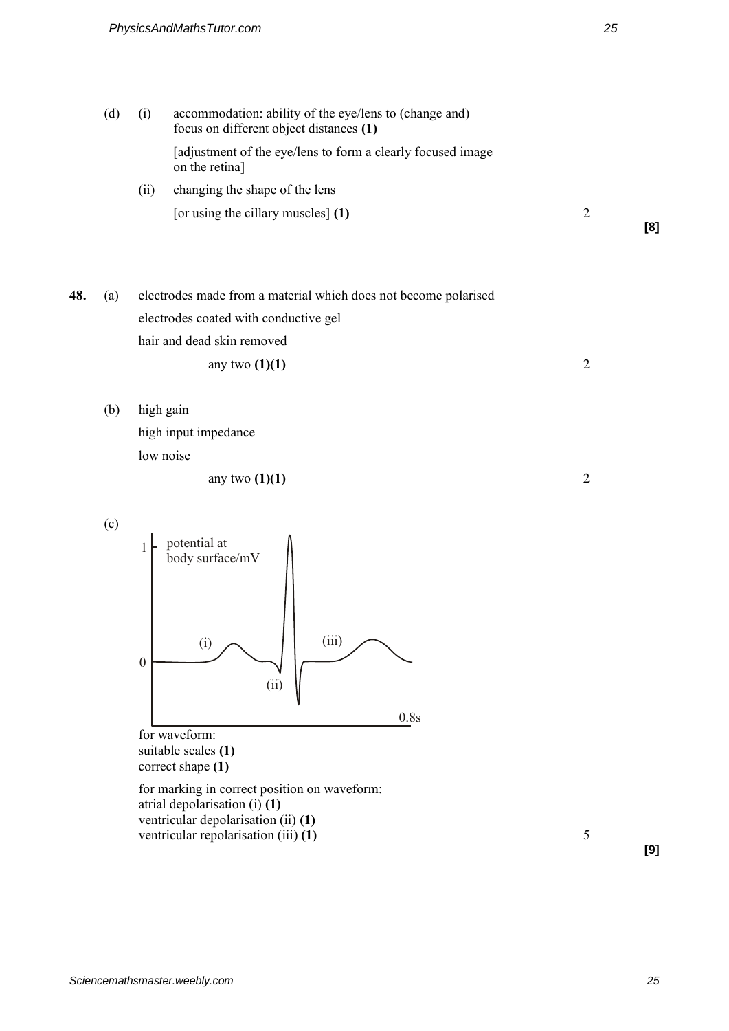(d) (i) accommodation: ability of the eye/lens to (change and) focus on different object distances **(1)**

[adjustment of the eye/lens to form a clearly focused image on the retina]

(ii) changing the shape of the lens

[or using the cillary muscles] **(1)** 2

**[8]**

**48.** (a) electrodes made from a material which does not become polarised

electrodes coated with conductive gel

hair and dead skin removed

any two **(1)(1)** 2

(b) high gain

high input impedance

low noise

any two **(1)(1)** 2

(c)

potential at body surface/mV

1

0

(i) (ii) (iii)

0.8s

for waveform:
suitable scales **(1)**
correct shape **(1)**

for marking in correct position on waveform:
atrial depolarisation (i) **(1)**
ventricular depolarisation (ii) **(1)**
ventricular repolarisation (iii) **(1)** 5

**[9]**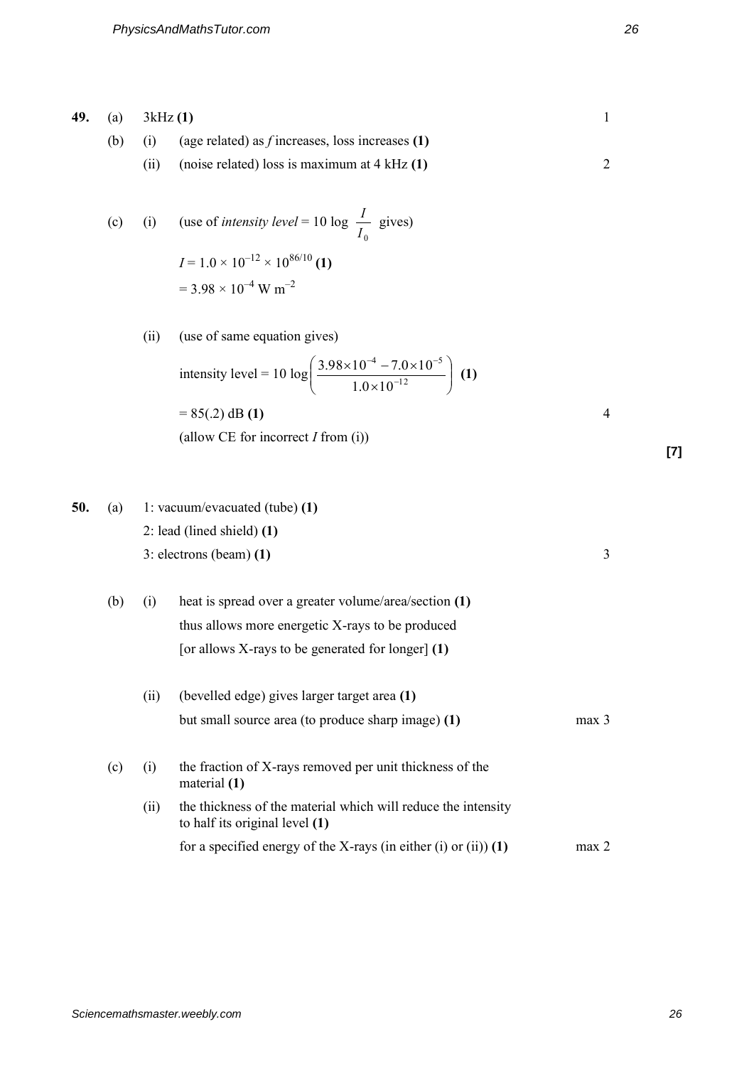**49.** (a) 3kHz **(1)** 1

(b) (i) (age related) as *f* increases, loss increases **(1)**

(ii) (noise related) loss is maximum at 4 kHz **(1)** 2

(c) (i) (use of *intensity level* = 10 log $\frac{I}{I_0}$ gives)

$I = 1.0 \times 10^{-12} \times 10^{86/10}$ **(1)**

$= 3.98 \times 10^{-4}$ W m$^{-2}$

(ii) (use of same equation gives)

intensity level = 10 log$\left(\frac{3.98\times10^{-4} - 7.0\times10^{-5}}{1.0\times10^{-12}}\right)$ **(1)**

= 85(.2) dB **(1)** 4

(allow CE for incorrect *I* from (i))

**[7]**

**50.** (a) 1: vacuum/evacuated (tube) **(1)**

2: lead (lined shield) **(1)**

3: electrons (beam) **(1)** 3

(b) (i) heat is spread over a greater volume/area/section **(1)**

thus allows more energetic X-rays to be produced

[or allows X-rays to be generated for longer] **(1)**

(ii) (bevelled edge) gives larger target area **(1)**

but small source area (to produce sharp image) **(1)** max 3

(c) (i) the fraction of X-rays removed per unit thickness of the material **(1)**

(ii) the thickness of the material which will reduce the intensity to half its original level **(1)**

for a specified energy of the X-rays (in either (i) or (ii)) **(1)** max 2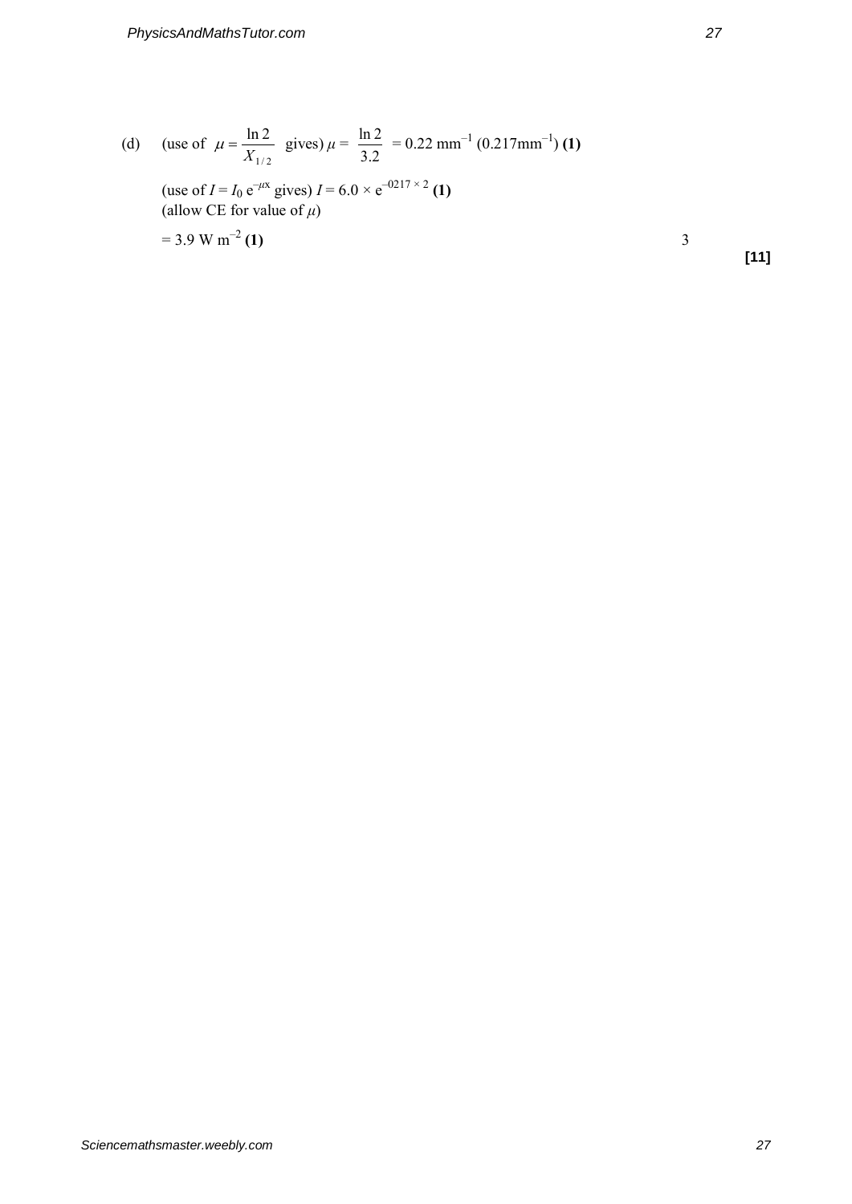(d) (use of $\mu = \frac{\ln 2}{X_{1/2}}$ gives) $\mu = \frac{\ln 2}{3.2}$ = 0.22 mm$^{-1}$ (0.217mm$^{-1}$) **(1)**

(use of $I = I_0 e^{-\mu x}$ gives) $I = 6.0 \times e^{-0217 \times 2}$ **(1)**
(allow CE for value of $\mu$)

= 3.9 W m$^{-2}$ **(1)** 3

**[11]**